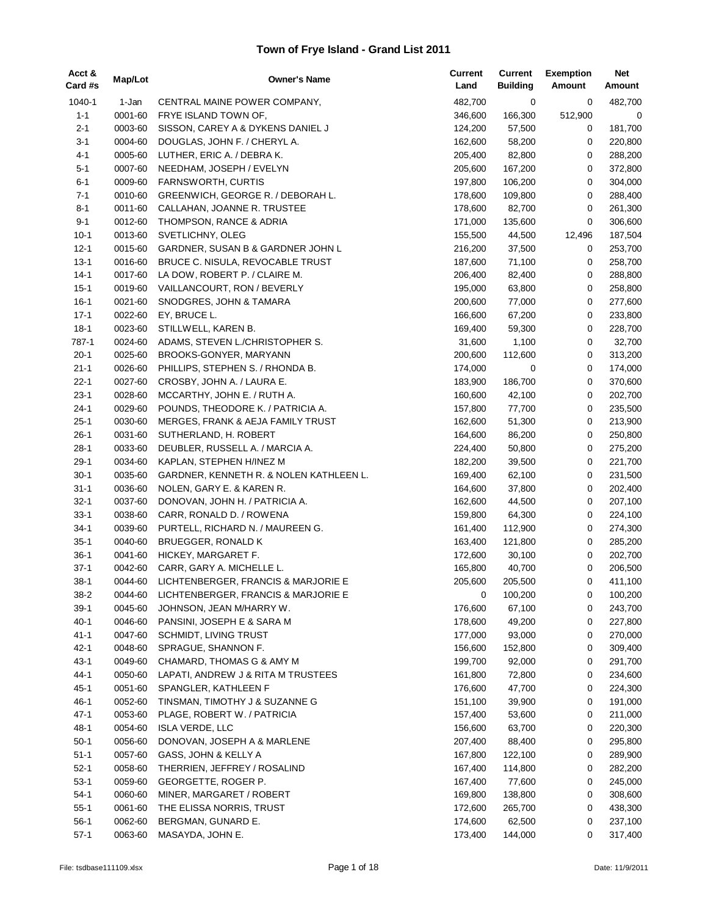# Town of Frye Island - Grand List 2011

| Acct & Card #s | Map/Lot | Owner's Name | Current Land | Current Building | Exemption Amount | Net Amount |
|---|---|---|---|---|---|---|
| 1040-1 | 1-Jan | CENTRAL MAINE POWER COMPANY, | 482,700 | 0 | 0 | 482,700 |
| 1-1 | 0001-60 | FRYE ISLAND TOWN OF, | 346,600 | 166,300 | 512,900 | 0 |
| 2-1 | 0003-60 | SISSON, CAREY A & DYKENS DANIEL J | 124,200 | 57,500 | 0 | 181,700 |
| 3-1 | 0004-60 | DOUGLAS, JOHN F. / CHERYL A. | 162,600 | 58,200 | 0 | 220,800 |
| 4-1 | 0005-60 | LUTHER, ERIC A. / DEBRA K. | 205,400 | 82,800 | 0 | 288,200 |
| 5-1 | 0007-60 | NEEDHAM, JOSEPH / EVELYN | 205,600 | 167,200 | 0 | 372,800 |
| 6-1 | 0009-60 | FARNSWORTH, CURTIS | 197,800 | 106,200 | 0 | 304,000 |
| 7-1 | 0010-60 | GREENWICH, GEORGE R. / DEBORAH L. | 178,600 | 109,800 | 0 | 288,400 |
| 8-1 | 0011-60 | CALLAHAN, JOANNE R. TRUSTEE | 178,600 | 82,700 | 0 | 261,300 |
| 9-1 | 0012-60 | THOMPSON, RANCE & ADRIA | 171,000 | 135,600 | 0 | 306,600 |
| 10-1 | 0013-60 | SVETLICHNY, OLEG | 155,500 | 44,500 | 12,496 | 187,504 |
| 12-1 | 0015-60 | GARDNER, SUSAN B & GARDNER JOHN L | 216,200 | 37,500 | 0 | 253,700 |
| 13-1 | 0016-60 | BRUCE C. NISULA, REVOCABLE TRUST | 187,600 | 71,100 | 0 | 258,700 |
| 14-1 | 0017-60 | LA DOW, ROBERT P. / CLAIRE M. | 206,400 | 82,400 | 0 | 288,800 |
| 15-1 | 0019-60 | VAILLANCOURT, RON / BEVERLY | 195,000 | 63,800 | 0 | 258,800 |
| 16-1 | 0021-60 | SNODGRES, JOHN & TAMARA | 200,600 | 77,000 | 0 | 277,600 |
| 17-1 | 0022-60 | EY, BRUCE L. | 166,600 | 67,200 | 0 | 233,800 |
| 18-1 | 0023-60 | STILLWELL, KAREN B. | 169,400 | 59,300 | 0 | 228,700 |
| 787-1 | 0024-60 | ADAMS, STEVEN L./CHRISTOPHER S. | 31,600 | 1,100 | 0 | 32,700 |
| 20-1 | 0025-60 | BROOKS-GONYER, MARYANN | 200,600 | 112,600 | 0 | 313,200 |
| 21-1 | 0026-60 | PHILLIPS, STEPHEN S. / RHONDA B. | 174,000 | 0 | 0 | 174,000 |
| 22-1 | 0027-60 | CROSBY, JOHN A. / LAURA E. | 183,900 | 186,700 | 0 | 370,600 |
| 23-1 | 0028-60 | MCCARTHY, JOHN E. / RUTH A. | 160,600 | 42,100 | 0 | 202,700 |
| 24-1 | 0029-60 | POUNDS, THEODORE K. / PATRICIA A. | 157,800 | 77,700 | 0 | 235,500 |
| 25-1 | 0030-60 | MERGES, FRANK & AEJA FAMILY TRUST | 162,600 | 51,300 | 0 | 213,900 |
| 26-1 | 0031-60 | SUTHERLAND, H. ROBERT | 164,600 | 86,200 | 0 | 250,800 |
| 28-1 | 0033-60 | DEUBLER, RUSSELL A. / MARCIA A. | 224,400 | 50,800 | 0 | 275,200 |
| 29-1 | 0034-60 | KAPLAN, STEPHEN H/INEZ M | 182,200 | 39,500 | 0 | 221,700 |
| 30-1 | 0035-60 | GARDNER, KENNETH R. & NOLEN KATHLEEN L. | 169,400 | 62,100 | 0 | 231,500 |
| 31-1 | 0036-60 | NOLEN, GARY E. & KAREN R. | 164,600 | 37,800 | 0 | 202,400 |
| 32-1 | 0037-60 | DONOVAN, JOHN H. / PATRICIA A. | 162,600 | 44,500 | 0 | 207,100 |
| 33-1 | 0038-60 | CARR, RONALD D. / ROWENA | 159,800 | 64,300 | 0 | 224,100 |
| 34-1 | 0039-60 | PURTELL, RICHARD N. / MAUREEN G. | 161,400 | 112,900 | 0 | 274,300 |
| 35-1 | 0040-60 | BRUEGGER, RONALD K | 163,400 | 121,800 | 0 | 285,200 |
| 36-1 | 0041-60 | HICKEY, MARGARET F. | 172,600 | 30,100 | 0 | 202,700 |
| 37-1 | 0042-60 | CARR, GARY A. MICHELLE L. | 165,800 | 40,700 | 0 | 206,500 |
| 38-1 | 0044-60 | LICHTENBERGER, FRANCIS & MARJORIE E | 205,600 | 205,500 | 0 | 411,100 |
| 38-2 | 0044-60 | LICHTENBERGER, FRANCIS & MARJORIE E | 0 | 100,200 | 0 | 100,200 |
| 39-1 | 0045-60 | JOHNSON, JEAN M/HARRY W. | 176,600 | 67,100 | 0 | 243,700 |
| 40-1 | 0046-60 | PANSINI, JOSEPH E & SARA M | 178,600 | 49,200 | 0 | 227,800 |
| 41-1 | 0047-60 | SCHMIDT, LIVING TRUST | 177,000 | 93,000 | 0 | 270,000 |
| 42-1 | 0048-60 | SPRAGUE, SHANNON F. | 156,600 | 152,800 | 0 | 309,400 |
| 43-1 | 0049-60 | CHAMARD, THOMAS G & AMY M | 199,700 | 92,000 | 0 | 291,700 |
| 44-1 | 0050-60 | LAPATI, ANDREW J & RITA M TRUSTEES | 161,800 | 72,800 | 0 | 234,600 |
| 45-1 | 0051-60 | SPANGLER, KATHLEEN F | 176,600 | 47,700 | 0 | 224,300 |
| 46-1 | 0052-60 | TINSMAN, TIMOTHY J & SUZANNE G | 151,100 | 39,900 | 0 | 191,000 |
| 47-1 | 0053-60 | PLAGE, ROBERT W. / PATRICIA | 157,400 | 53,600 | 0 | 211,000 |
| 48-1 | 0054-60 | ISLA VERDE, LLC | 156,600 | 63,700 | 0 | 220,300 |
| 50-1 | 0056-60 | DONOVAN, JOSEPH A & MARLENE | 207,400 | 88,400 | 0 | 295,800 |
| 51-1 | 0057-60 | GASS, JOHN & KELLY A | 167,800 | 122,100 | 0 | 289,900 |
| 52-1 | 0058-60 | THERRIEN, JEFFREY / ROSALIND | 167,400 | 114,800 | 0 | 282,200 |
| 53-1 | 0059-60 | GEORGETTE, ROGER P. | 167,400 | 77,600 | 0 | 245,000 |
| 54-1 | 0060-60 | MINER, MARGARET / ROBERT | 169,800 | 138,800 | 0 | 308,600 |
| 55-1 | 0061-60 | THE ELISSA NORRIS, TRUST | 172,600 | 265,700 | 0 | 438,300 |
| 56-1 | 0062-60 | BERGMAN, GUNARD E. | 174,600 | 62,500 | 0 | 237,100 |
| 57-1 | 0063-60 | MASAYDA, JOHN E. | 173,400 | 144,000 | 0 | 317,400 |

File: tsdbase111109.xlsx Date: 11/9/2011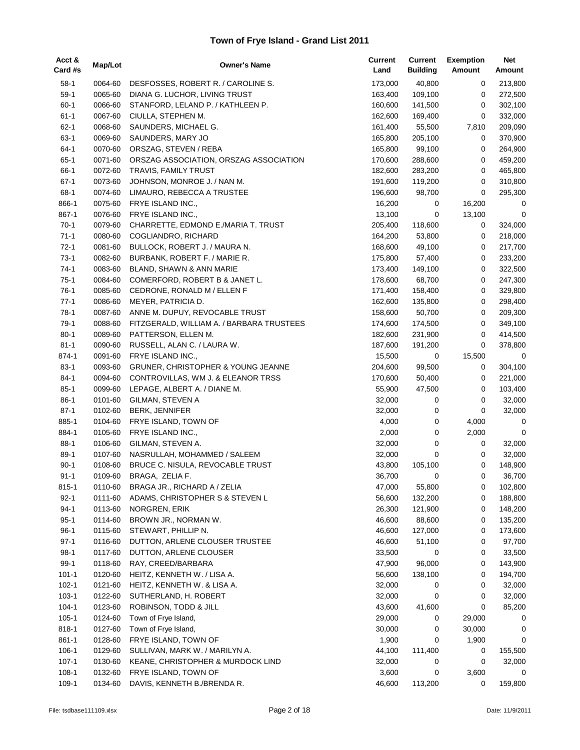# Town of Frye Island - Grand List 2011

| Acct & Card #s | Map/Lot | Owner's Name | Current Land | Current Building | Exemption Amount | Net Amount |
|---|---|---|---|---|---|---|
| 58-1 | 0064-60 | DESFOSSES, ROBERT R. / CAROLINE S. | 173,000 | 40,800 | 0 | 213,800 |
| 59-1 | 0065-60 | DIANA G. LUCHOR, LIVING TRUST | 163,400 | 109,100 | 0 | 272,500 |
| 60-1 | 0066-60 | STANFORD, LELAND P. / KATHLEEN P. | 160,600 | 141,500 | 0 | 302,100 |
| 61-1 | 0067-60 | CIULLA, STEPHEN M. | 162,600 | 169,400 | 0 | 332,000 |
| 62-1 | 0068-60 | SAUNDERS, MICHAEL G. | 161,400 | 55,500 | 7,810 | 209,090 |
| 63-1 | 0069-60 | SAUNDERS, MARY JO | 165,800 | 205,100 | 0 | 370,900 |
| 64-1 | 0070-60 | ORSZAG, STEVEN / REBA | 165,800 | 99,100 | 0 | 264,900 |
| 65-1 | 0071-60 | ORSZAG ASSOCIATION, ORSZAG ASSOCIATION | 170,600 | 288,600 | 0 | 459,200 |
| 66-1 | 0072-60 | TRAVIS, FAMILY TRUST | 182,600 | 283,200 | 0 | 465,800 |
| 67-1 | 0073-60 | JOHNSON, MONROE J. / NAN M. | 191,600 | 119,200 | 0 | 310,800 |
| 68-1 | 0074-60 | LIMAURO, REBECCA A TRUSTEE | 196,600 | 98,700 | 0 | 295,300 |
| 866-1 | 0075-60 | FRYE ISLAND INC., | 16,200 | 0 | 16,200 | 0 |
| 867-1 | 0076-60 | FRYE ISLAND INC., | 13,100 | 0 | 13,100 | 0 |
| 70-1 | 0079-60 | CHARRETTE, EDMOND E./MARIA T. TRUST | 205,400 | 118,600 | 0 | 324,000 |
| 71-1 | 0080-60 | COGLIANDRO, RICHARD | 164,200 | 53,800 | 0 | 218,000 |
| 72-1 | 0081-60 | BULLOCK, ROBERT J. / MAURA N. | 168,600 | 49,100 | 0 | 217,700 |
| 73-1 | 0082-60 | BURBANK, ROBERT F. / MARIE R. | 175,800 | 57,400 | 0 | 233,200 |
| 74-1 | 0083-60 | BLAND, SHAWN & ANN MARIE | 173,400 | 149,100 | 0 | 322,500 |
| 75-1 | 0084-60 | COMERFORD, ROBERT B & JANET L. | 178,600 | 68,700 | 0 | 247,300 |
| 76-1 | 0085-60 | CEDRONE, RONALD M / ELLEN F | 171,400 | 158,400 | 0 | 329,800 |
| 77-1 | 0086-60 | MEYER, PATRICIA D. | 162,600 | 135,800 | 0 | 298,400 |
| 78-1 | 0087-60 | ANNE M. DUPUY, REVOCABLE TRUST | 158,600 | 50,700 | 0 | 209,300 |
| 79-1 | 0088-60 | FITZGERALD, WILLIAM A. / BARBARA TRUSTEES | 174,600 | 174,500 | 0 | 349,100 |
| 80-1 | 0089-60 | PATTERSON, ELLEN M. | 182,600 | 231,900 | 0 | 414,500 |
| 81-1 | 0090-60 | RUSSELL, ALAN C. / LAURA W. | 187,600 | 191,200 | 0 | 378,800 |
| 874-1 | 0091-60 | FRYE ISLAND INC., | 15,500 | 0 | 15,500 | 0 |
| 83-1 | 0093-60 | GRUNER, CHRISTOPHER & YOUNG JEANNE | 204,600 | 99,500 | 0 | 304,100 |
| 84-1 | 0094-60 | CONTROVILLAS, WM J. & ELEANOR TRSS | 170,600 | 50,400 | 0 | 221,000 |
| 85-1 | 0099-60 | LEPAGE, ALBERT A. / DIANE M. | 55,900 | 47,500 | 0 | 103,400 |
| 86-1 | 0101-60 | GILMAN, STEVEN A | 32,000 | 0 | 0 | 32,000 |
| 87-1 | 0102-60 | BERK, JENNIFER | 32,000 | 0 | 0 | 32,000 |
| 885-1 | 0104-60 | FRYE ISLAND, TOWN OF | 4,000 | 0 | 4,000 | 0 |
| 884-1 | 0105-60 | FRYE ISLAND INC., | 2,000 | 0 | 2,000 | 0 |
| 88-1 | 0106-60 | GILMAN, STEVEN A. | 32,000 | 0 | 0 | 32,000 |
| 89-1 | 0107-60 | NASRULLAH, MOHAMMED / SALEEM | 32,000 | 0 | 0 | 32,000 |
| 90-1 | 0108-60 | BRUCE C. NISULA, REVOCABLE TRUST | 43,800 | 105,100 | 0 | 148,900 |
| 91-1 | 0109-60 | BRAGA, ZELIA F. | 36,700 | 0 | 0 | 36,700 |
| 815-1 | 0110-60 | BRAGA JR., RICHARD A / ZELIA | 47,000 | 55,800 | 0 | 102,800 |
| 92-1 | 0111-60 | ADAMS, CHRISTOPHER S & STEVEN L | 56,600 | 132,200 | 0 | 188,800 |
| 94-1 | 0113-60 | NORGREN, ERIK | 26,300 | 121,900 | 0 | 148,200 |
| 95-1 | 0114-60 | BROWN JR., NORMAN W. | 46,600 | 88,600 | 0 | 135,200 |
| 96-1 | 0115-60 | STEWART, PHILLIP N. | 46,600 | 127,000 | 0 | 173,600 |
| 97-1 | 0116-60 | DUTTON, ARLENE CLOUSER TRUSTEE | 46,600 | 51,100 | 0 | 97,700 |
| 98-1 | 0117-60 | DUTTON, ARLENE CLOUSER | 33,500 | 0 | 0 | 33,500 |
| 99-1 | 0118-60 | RAY, CREED/BARBARA | 47,900 | 96,000 | 0 | 143,900 |
| 101-1 | 0120-60 | HEITZ, KENNETH W. / LISA A. | 56,600 | 138,100 | 0 | 194,700 |
| 102-1 | 0121-60 | HEITZ, KENNETH W. & LISA A. | 32,000 | 0 | 0 | 32,000 |
| 103-1 | 0122-60 | SUTHERLAND, H. ROBERT | 32,000 | 0 | 0 | 32,000 |
| 104-1 | 0123-60 | ROBINSON, TODD & JILL | 43,600 | 41,600 | 0 | 85,200 |
| 105-1 | 0124-60 | Town of Frye Island, | 29,000 | 0 | 29,000 | 0 |
| 818-1 | 0127-60 | Town of Frye Island, | 30,000 | 0 | 30,000 | 0 |
| 861-1 | 0128-60 | FRYE ISLAND, TOWN OF | 1,900 | 0 | 1,900 | 0 |
| 106-1 | 0129-60 | SULLIVAN, MARK W. / MARILYN A. | 44,100 | 111,400 | 0 | 155,500 |
| 107-1 | 0130-60 | KEANE, CHRISTOPHER & MURDOCK LIND | 32,000 | 0 | 0 | 32,000 |
| 108-1 | 0132-60 | FRYE ISLAND, TOWN OF | 3,600 | 0 | 3,600 | 0 |
| 109-1 | 0134-60 | DAVIS, KENNETH B./BRENDA R. | 46,600 | 113,200 | 0 | 159,800 |

File: tsdbase111109.xlsx Date: 11/9/2011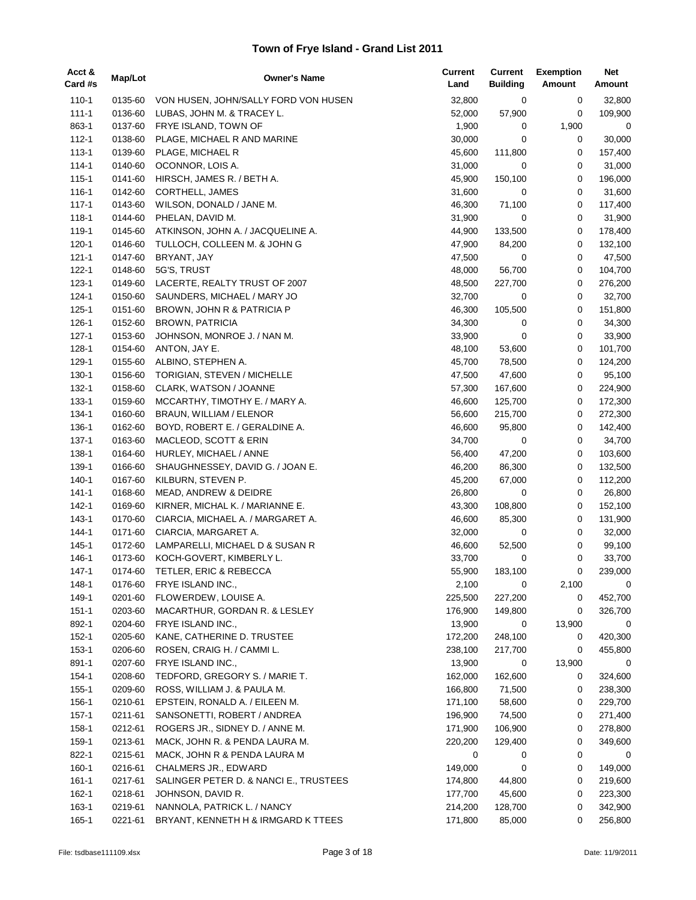# Town of Frye Island - Grand List 2011

| Acct & Card #s | Map/Lot | Owner's Name | Current Land | Current Building | Exemption Amount | Net Amount |
|---|---|---|---|---|---|---|
| 110-1 | 0135-60 | VON HUSEN, JOHN/SALLY FORD VON HUSEN | 32,800 | 0 | 0 | 32,800 |
| 111-1 | 0136-60 | LUBAS, JOHN M. & TRACEY L. | 52,000 | 57,900 | 0 | 109,900 |
| 863-1 | 0137-60 | FRYE ISLAND, TOWN OF | 1,900 | 0 | 1,900 | 0 |
| 112-1 | 0138-60 | PLAGE, MICHAEL R AND MARINE | 30,000 | 0 | 0 | 30,000 |
| 113-1 | 0139-60 | PLAGE, MICHAEL R | 45,600 | 111,800 | 0 | 157,400 |
| 114-1 | 0140-60 | OCONNOR, LOIS A. | 31,000 | 0 | 0 | 31,000 |
| 115-1 | 0141-60 | HIRSCH, JAMES R. / BETH A. | 45,900 | 150,100 | 0 | 196,000 |
| 116-1 | 0142-60 | CORTHELL, JAMES | 31,600 | 0 | 0 | 31,600 |
| 117-1 | 0143-60 | WILSON, DONALD / JANE M. | 46,300 | 71,100 | 0 | 117,400 |
| 118-1 | 0144-60 | PHELAN, DAVID M. | 31,900 | 0 | 0 | 31,900 |
| 119-1 | 0145-60 | ATKINSON, JOHN A. / JACQUELINE A. | 44,900 | 133,500 | 0 | 178,400 |
| 120-1 | 0146-60 | TULLOCH, COLLEEN M. & JOHN G | 47,900 | 84,200 | 0 | 132,100 |
| 121-1 | 0147-60 | BRYANT, JAY | 47,500 | 0 | 0 | 47,500 |
| 122-1 | 0148-60 | 5G'S, TRUST | 48,000 | 56,700 | 0 | 104,700 |
| 123-1 | 0149-60 | LACERTE, REALTY TRUST OF 2007 | 48,500 | 227,700 | 0 | 276,200 |
| 124-1 | 0150-60 | SAUNDERS, MICHAEL / MARY JO | 32,700 | 0 | 0 | 32,700 |
| 125-1 | 0151-60 | BROWN, JOHN R & PATRICIA P | 46,300 | 105,500 | 0 | 151,800 |
| 126-1 | 0152-60 | BROWN, PATRICIA | 34,300 | 0 | 0 | 34,300 |
| 127-1 | 0153-60 | JOHNSON, MONROE J. / NAN M. | 33,900 | 0 | 0 | 33,900 |
| 128-1 | 0154-60 | ANTON, JAY E. | 48,100 | 53,600 | 0 | 101,700 |
| 129-1 | 0155-60 | ALBINO, STEPHEN A. | 45,700 | 78,500 | 0 | 124,200 |
| 130-1 | 0156-60 | TORIGIAN, STEVEN / MICHELLE | 47,500 | 47,600 | 0 | 95,100 |
| 132-1 | 0158-60 | CLARK, WATSON / JOANNE | 57,300 | 167,600 | 0 | 224,900 |
| 133-1 | 0159-60 | MCCARTHY, TIMOTHY E. / MARY A. | 46,600 | 125,700 | 0 | 172,300 |
| 134-1 | 0160-60 | BRAUN, WILLIAM / ELENOR | 56,600 | 215,700 | 0 | 272,300 |
| 136-1 | 0162-60 | BOYD, ROBERT E. / GERALDINE A. | 46,600 | 95,800 | 0 | 142,400 |
| 137-1 | 0163-60 | MACLEOD, SCOTT & ERIN | 34,700 | 0 | 0 | 34,700 |
| 138-1 | 0164-60 | HURLEY, MICHAEL / ANNE | 56,400 | 47,200 | 0 | 103,600 |
| 139-1 | 0166-60 | SHAUGHNESSEY, DAVID G. / JOAN E. | 46,200 | 86,300 | 0 | 132,500 |
| 140-1 | 0167-60 | KILBURN, STEVEN P. | 45,200 | 67,000 | 0 | 112,200 |
| 141-1 | 0168-60 | MEAD, ANDREW & DEIDRE | 26,800 | 0 | 0 | 26,800 |
| 142-1 | 0169-60 | KIRNER, MICHAL K. / MARIANNE E. | 43,300 | 108,800 | 0 | 152,100 |
| 143-1 | 0170-60 | CIARCIA, MICHAEL A. / MARGARET A. | 46,600 | 85,300 | 0 | 131,900 |
| 144-1 | 0171-60 | CIARCIA, MARGARET A. | 32,000 | 0 | 0 | 32,000 |
| 145-1 | 0172-60 | LAMPARELLI, MICHAEL D & SUSAN R | 46,600 | 52,500 | 0 | 99,100 |
| 146-1 | 0173-60 | KOCH-GOVERT, KIMBERLY L. | 33,700 | 0 | 0 | 33,700 |
| 147-1 | 0174-60 | TETLER, ERIC & REBECCA | 55,900 | 183,100 | 0 | 239,000 |
| 148-1 | 0176-60 | FRYE ISLAND INC., | 2,100 | 0 | 2,100 | 0 |
| 149-1 | 0201-60 | FLOWERDEW, LOUISE A. | 225,500 | 227,200 | 0 | 452,700 |
| 151-1 | 0203-60 | MACARTHUR, GORDAN R. & LESLEY | 176,900 | 149,800 | 0 | 326,700 |
| 892-1 | 0204-60 | FRYE ISLAND INC., | 13,900 | 0 | 13,900 | 0 |
| 152-1 | 0205-60 | KANE, CATHERINE D. TRUSTEE | 172,200 | 248,100 | 0 | 420,300 |
| 153-1 | 0206-60 | ROSEN, CRAIG H. / CAMMI L. | 238,100 | 217,700 | 0 | 455,800 |
| 891-1 | 0207-60 | FRYE ISLAND INC., | 13,900 | 0 | 13,900 | 0 |
| 154-1 | 0208-60 | TEDFORD, GREGORY S. / MARIE T. | 162,000 | 162,600 | 0 | 324,600 |
| 155-1 | 0209-60 | ROSS, WILLIAM J. & PAULA M. | 166,800 | 71,500 | 0 | 238,300 |
| 156-1 | 0210-61 | EPSTEIN, RONALD A. / EILEEN M. | 171,100 | 58,600 | 0 | 229,700 |
| 157-1 | 0211-61 | SANSONETTI, ROBERT / ANDREA | 196,900 | 74,500 | 0 | 271,400 |
| 158-1 | 0212-61 | ROGERS JR., SIDNEY D. / ANNE M. | 171,900 | 106,900 | 0 | 278,800 |
| 159-1 | 0213-61 | MACK, JOHN R. & PENDA LAURA M. | 220,200 | 129,400 | 0 | 349,600 |
| 822-1 | 0215-61 | MACK, JOHN R & PENDA LAURA M | 0 | 0 | 0 | 0 |
| 160-1 | 0216-61 | CHALMERS JR., EDWARD | 149,000 | 0 | 0 | 149,000 |
| 161-1 | 0217-61 | SALINGER PETER D. & NANCI E., TRUSTEES | 174,800 | 44,800 | 0 | 219,600 |
| 162-1 | 0218-61 | JOHNSON, DAVID R. | 177,700 | 45,600 | 0 | 223,300 |
| 163-1 | 0219-61 | NANNOLA, PATRICK L. / NANCY | 214,200 | 128,700 | 0 | 342,900 |
| 165-1 | 0221-61 | BRYANT, KENNETH H & IRMGARD K TTEES | 171,800 | 85,000 | 0 | 256,800 |

File: tsdbase111109.xlsx Date: 11/9/2011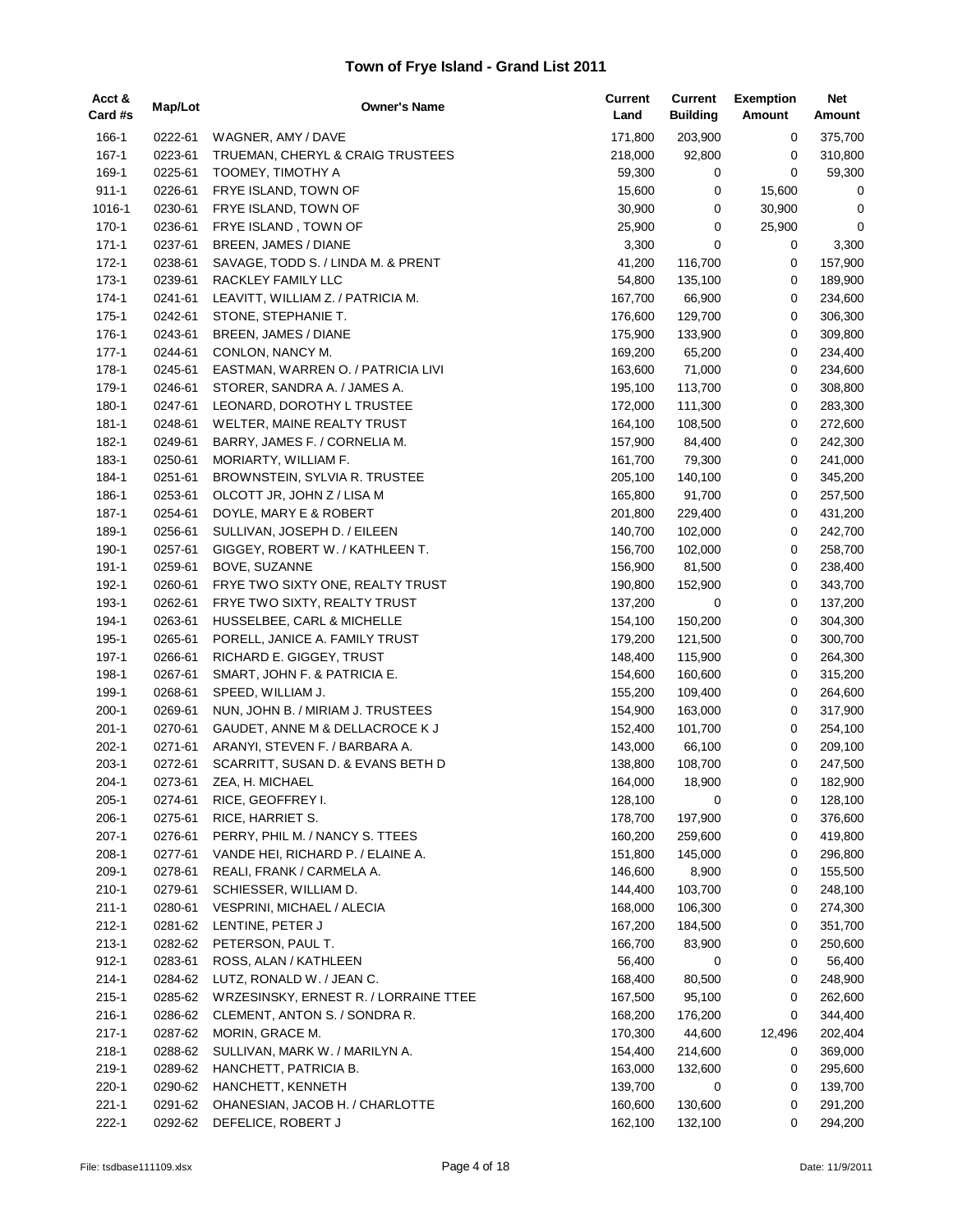# Town of Frye Island - Grand List 2011

| Acct & Card #s | Map/Lot | Owner's Name | Current Land | Current Building | Exemption Amount | Net Amount |
|---|---|---|---|---|---|---|
| 166-1 | 0222-61 | WAGNER, AMY / DAVE | 171,800 | 203,900 | 0 | 375,700 |
| 167-1 | 0223-61 | TRUEMAN, CHERYL & CRAIG TRUSTEES | 218,000 | 92,800 | 0 | 310,800 |
| 169-1 | 0225-61 | TOOMEY, TIMOTHY A | 59,300 | 0 | 0 | 59,300 |
| 911-1 | 0226-61 | FRYE ISLAND, TOWN OF | 15,600 | 0 | 15,600 | 0 |
| 1016-1 | 0230-61 | FRYE ISLAND, TOWN OF | 30,900 | 0 | 30,900 | 0 |
| 170-1 | 0236-61 | FRYE ISLAND , TOWN OF | 25,900 | 0 | 25,900 | 0 |
| 171-1 | 0237-61 | BREEN, JAMES / DIANE | 3,300 | 0 | 0 | 3,300 |
| 172-1 | 0238-61 | SAVAGE, TODD S. / LINDA M. & PRENT | 41,200 | 116,700 | 0 | 157,900 |
| 173-1 | 0239-61 | RACKLEY FAMILY LLC | 54,800 | 135,100 | 0 | 189,900 |
| 174-1 | 0241-61 | LEAVITT, WILLIAM Z. / PATRICIA M. | 167,700 | 66,900 | 0 | 234,600 |
| 175-1 | 0242-61 | STONE, STEPHANIE T. | 176,600 | 129,700 | 0 | 306,300 |
| 176-1 | 0243-61 | BREEN, JAMES / DIANE | 175,900 | 133,900 | 0 | 309,800 |
| 177-1 | 0244-61 | CONLON, NANCY M. | 169,200 | 65,200 | 0 | 234,400 |
| 178-1 | 0245-61 | EASTMAN, WARREN O. / PATRICIA LIVI | 163,600 | 71,000 | 0 | 234,600 |
| 179-1 | 0246-61 | STORER, SANDRA A. / JAMES A. | 195,100 | 113,700 | 0 | 308,800 |
| 180-1 | 0247-61 | LEONARD, DOROTHY L TRUSTEE | 172,000 | 111,300 | 0 | 283,300 |
| 181-1 | 0248-61 | WELTER, MAINE REALTY TRUST | 164,100 | 108,500 | 0 | 272,600 |
| 182-1 | 0249-61 | BARRY, JAMES F. / CORNELIA M. | 157,900 | 84,400 | 0 | 242,300 |
| 183-1 | 0250-61 | MORIARTY, WILLIAM F. | 161,700 | 79,300 | 0 | 241,000 |
| 184-1 | 0251-61 | BROWNSTEIN, SYLVIA R. TRUSTEE | 205,100 | 140,100 | 0 | 345,200 |
| 186-1 | 0253-61 | OLCOTT JR, JOHN Z / LISA M | 165,800 | 91,700 | 0 | 257,500 |
| 187-1 | 0254-61 | DOYLE, MARY E & ROBERT | 201,800 | 229,400 | 0 | 431,200 |
| 189-1 | 0256-61 | SULLIVAN, JOSEPH D. / EILEEN | 140,700 | 102,000 | 0 | 242,700 |
| 190-1 | 0257-61 | GIGGEY, ROBERT W. / KATHLEEN T. | 156,700 | 102,000 | 0 | 258,700 |
| 191-1 | 0259-61 | BOVE, SUZANNE | 156,900 | 81,500 | 0 | 238,400 |
| 192-1 | 0260-61 | FRYE TWO SIXTY ONE, REALTY TRUST | 190,800 | 152,900 | 0 | 343,700 |
| 193-1 | 0262-61 | FRYE TWO SIXTY, REALTY TRUST | 137,200 | 0 | 0 | 137,200 |
| 194-1 | 0263-61 | HUSSELBEE, CARL & MICHELLE | 154,100 | 150,200 | 0 | 304,300 |
| 195-1 | 0265-61 | PORELL, JANICE A. FAMILY TRUST | 179,200 | 121,500 | 0 | 300,700 |
| 197-1 | 0266-61 | RICHARD E. GIGGEY, TRUST | 148,400 | 115,900 | 0 | 264,300 |
| 198-1 | 0267-61 | SMART, JOHN F. & PATRICIA E. | 154,600 | 160,600 | 0 | 315,200 |
| 199-1 | 0268-61 | SPEED, WILLIAM J. | 155,200 | 109,400 | 0 | 264,600 |
| 200-1 | 0269-61 | NUN, JOHN B. / MIRIAM J. TRUSTEES | 154,900 | 163,000 | 0 | 317,900 |
| 201-1 | 0270-61 | GAUDET, ANNE M & DELLACROCE K J | 152,400 | 101,700 | 0 | 254,100 |
| 202-1 | 0271-61 | ARANYI, STEVEN F. / BARBARA A. | 143,000 | 66,100 | 0 | 209,100 |
| 203-1 | 0272-61 | SCARRITT, SUSAN D. & EVANS BETH D | 138,800 | 108,700 | 0 | 247,500 |
| 204-1 | 0273-61 | ZEA, H. MICHAEL | 164,000 | 18,900 | 0 | 182,900 |
| 205-1 | 0274-61 | RICE, GEOFFREY I. | 128,100 | 0 | 0 | 128,100 |
| 206-1 | 0275-61 | RICE, HARRIET S. | 178,700 | 197,900 | 0 | 376,600 |
| 207-1 | 0276-61 | PERRY, PHIL M. / NANCY S. TTEES | 160,200 | 259,600 | 0 | 419,800 |
| 208-1 | 0277-61 | VANDE HEI, RICHARD P. / ELAINE A. | 151,800 | 145,000 | 0 | 296,800 |
| 209-1 | 0278-61 | REALI, FRANK / CARMELA A. | 146,600 | 8,900 | 0 | 155,500 |
| 210-1 | 0279-61 | SCHIESSER, WILLIAM D. | 144,400 | 103,700 | 0 | 248,100 |
| 211-1 | 0280-61 | VESPRINI, MICHAEL / ALECIA | 168,000 | 106,300 | 0 | 274,300 |
| 212-1 | 0281-62 | LENTINE, PETER J | 167,200 | 184,500 | 0 | 351,700 |
| 213-1 | 0282-62 | PETERSON, PAUL T. | 166,700 | 83,900 | 0 | 250,600 |
| 912-1 | 0283-61 | ROSS, ALAN / KATHLEEN | 56,400 | 0 | 0 | 56,400 |
| 214-1 | 0284-62 | LUTZ, RONALD W. / JEAN C. | 168,400 | 80,500 | 0 | 248,900 |
| 215-1 | 0285-62 | WRZESINSKY, ERNEST R. / LORRAINE TTEE | 167,500 | 95,100 | 0 | 262,600 |
| 216-1 | 0286-62 | CLEMENT, ANTON S. / SONDRA R. | 168,200 | 176,200 | 0 | 344,400 |
| 217-1 | 0287-62 | MORIN, GRACE M. | 170,300 | 44,600 | 12,496 | 202,404 |
| 218-1 | 0288-62 | SULLIVAN, MARK W. / MARILYN A. | 154,400 | 214,600 | 0 | 369,000 |
| 219-1 | 0289-62 | HANCHETT, PATRICIA B. | 163,000 | 132,600 | 0 | 295,600 |
| 220-1 | 0290-62 | HANCHETT, KENNETH | 139,700 | 0 | 0 | 139,700 |
| 221-1 | 0291-62 | OHANESIAN, JACOB H. / CHARLOTTE | 160,600 | 130,600 | 0 | 291,200 |
| 222-1 | 0292-62 | DEFELICE, ROBERT J | 162,100 | 132,100 | 0 | 294,200 |

File: tsdbase111109.xlsx Date: 11/9/2011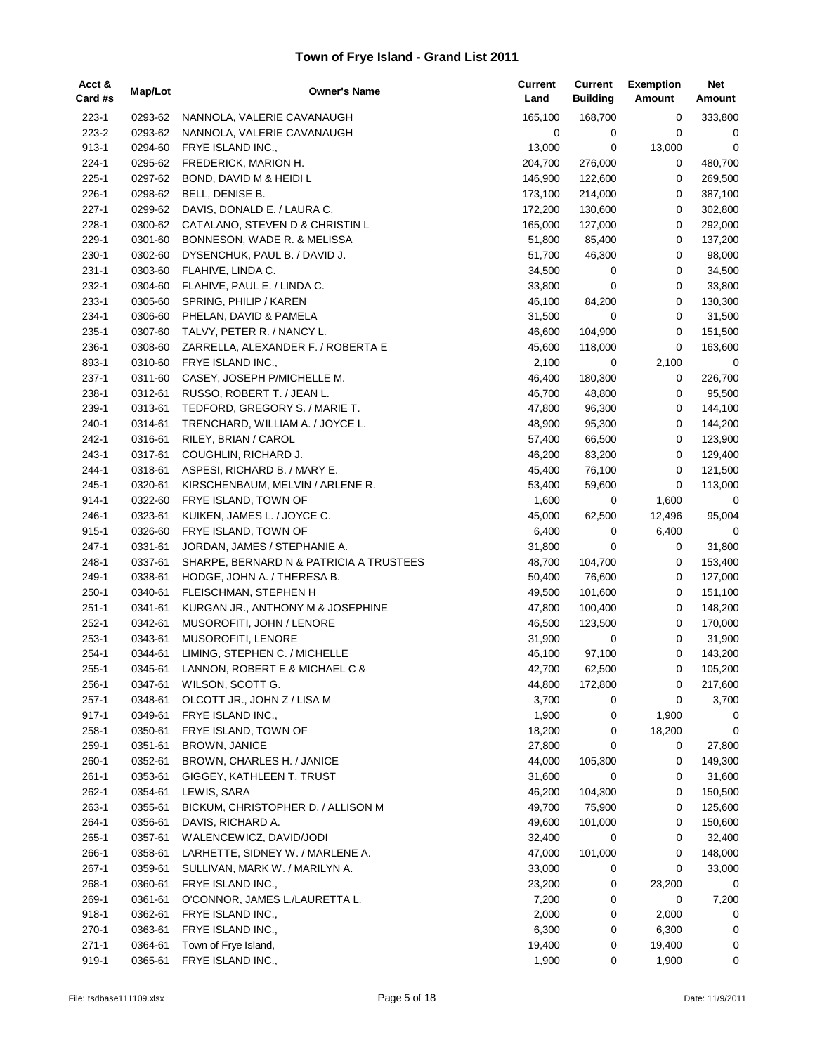# Town of Frye Island - Grand List 2011

| Acct & Card #s | Map/Lot | Owner's Name | Current Land | Current Building | Exemption Amount | Net Amount |
|---|---|---|---|---|---|---|
| 223-1 | 0293-62 | NANNOLA, VALERIE CAVANAUGH | 165,100 | 168,700 | 0 | 333,800 |
| 223-2 | 0293-62 | NANNOLA, VALERIE CAVANAUGH | 0 | 0 | 0 | 0 |
| 913-1 | 0294-60 | FRYE ISLAND INC., | 13,000 | 0 | 13,000 | 0 |
| 224-1 | 0295-62 | FREDERICK, MARION H. | 204,700 | 276,000 | 0 | 480,700 |
| 225-1 | 0297-62 | BOND, DAVID M & HEIDI L | 146,900 | 122,600 | 0 | 269,500 |
| 226-1 | 0298-62 | BELL, DENISE B. | 173,100 | 214,000 | 0 | 387,100 |
| 227-1 | 0299-62 | DAVIS, DONALD E. / LAURA C. | 172,200 | 130,600 | 0 | 302,800 |
| 228-1 | 0300-62 | CATALANO, STEVEN D & CHRISTIN L | 165,000 | 127,000 | 0 | 292,000 |
| 229-1 | 0301-60 | BONNESON, WADE R. & MELISSA | 51,800 | 85,400 | 0 | 137,200 |
| 230-1 | 0302-60 | DYSENCHUK, PAUL B. / DAVID J. | 51,700 | 46,300 | 0 | 98,000 |
| 231-1 | 0303-60 | FLAHIVE, LINDA C. | 34,500 | 0 | 0 | 34,500 |
| 232-1 | 0304-60 | FLAHIVE, PAUL E. / LINDA C. | 33,800 | 0 | 0 | 33,800 |
| 233-1 | 0305-60 | SPRING, PHILIP / KAREN | 46,100 | 84,200 | 0 | 130,300 |
| 234-1 | 0306-60 | PHELAN, DAVID & PAMELA | 31,500 | 0 | 0 | 31,500 |
| 235-1 | 0307-60 | TALVY, PETER R. / NANCY L. | 46,600 | 104,900 | 0 | 151,500 |
| 236-1 | 0308-60 | ZARRELLA, ALEXANDER F. / ROBERTA E | 45,600 | 118,000 | 0 | 163,600 |
| 893-1 | 0310-60 | FRYE ISLAND INC., | 2,100 | 0 | 2,100 | 0 |
| 237-1 | 0311-60 | CASEY, JOSEPH P/MICHELLE M. | 46,400 | 180,300 | 0 | 226,700 |
| 238-1 | 0312-61 | RUSSO, ROBERT T. / JEAN L. | 46,700 | 48,800 | 0 | 95,500 |
| 239-1 | 0313-61 | TEDFORD, GREGORY S. / MARIE T. | 47,800 | 96,300 | 0 | 144,100 |
| 240-1 | 0314-61 | TRENCHARD, WILLIAM A. / JOYCE L. | 48,900 | 95,300 | 0 | 144,200 |
| 242-1 | 0316-61 | RILEY, BRIAN / CAROL | 57,400 | 66,500 | 0 | 123,900 |
| 243-1 | 0317-61 | COUGHLIN, RICHARD J. | 46,200 | 83,200 | 0 | 129,400 |
| 244-1 | 0318-61 | ASPESI, RICHARD B. / MARY E. | 45,400 | 76,100 | 0 | 121,500 |
| 245-1 | 0320-61 | KIRSCHENBAUM, MELVIN / ARLENE R. | 53,400 | 59,600 | 0 | 113,000 |
| 914-1 | 0322-60 | FRYE ISLAND, TOWN OF | 1,600 | 0 | 1,600 | 0 |
| 246-1 | 0323-61 | KUIKEN, JAMES L. / JOYCE C. | 45,000 | 62,500 | 12,496 | 95,004 |
| 915-1 | 0326-60 | FRYE ISLAND, TOWN OF | 6,400 | 0 | 6,400 | 0 |
| 247-1 | 0331-61 | JORDAN, JAMES / STEPHANIE A. | 31,800 | 0 | 0 | 31,800 |
| 248-1 | 0337-61 | SHARPE, BERNARD N & PATRICIA A TRUSTEES | 48,700 | 104,700 | 0 | 153,400 |
| 249-1 | 0338-61 | HODGE, JOHN A. / THERESA B. | 50,400 | 76,600 | 0 | 127,000 |
| 250-1 | 0340-61 | FLEISCHMAN, STEPHEN H | 49,500 | 101,600 | 0 | 151,100 |
| 251-1 | 0341-61 | KURGAN JR., ANTHONY M & JOSEPHINE | 47,800 | 100,400 | 0 | 148,200 |
| 252-1 | 0342-61 | MUSOROFITI, JOHN / LENORE | 46,500 | 123,500 | 0 | 170,000 |
| 253-1 | 0343-61 | MUSOROFITI, LENORE | 31,900 | 0 | 0 | 31,900 |
| 254-1 | 0344-61 | LIMING, STEPHEN C. / MICHELLE | 46,100 | 97,100 | 0 | 143,200 |
| 255-1 | 0345-61 | LANNON, ROBERT E & MICHAEL C & | 42,700 | 62,500 | 0 | 105,200 |
| 256-1 | 0347-61 | WILSON, SCOTT G. | 44,800 | 172,800 | 0 | 217,600 |
| 257-1 | 0348-61 | OLCOTT JR., JOHN Z / LISA M | 3,700 | 0 | 0 | 3,700 |
| 917-1 | 0349-61 | FRYE ISLAND INC., | 1,900 | 0 | 1,900 | 0 |
| 258-1 | 0350-61 | FRYE ISLAND, TOWN OF | 18,200 | 0 | 18,200 | 0 |
| 259-1 | 0351-61 | BROWN, JANICE | 27,800 | 0 | 0 | 27,800 |
| 260-1 | 0352-61 | BROWN, CHARLES H. / JANICE | 44,000 | 105,300 | 0 | 149,300 |
| 261-1 | 0353-61 | GIGGEY, KATHLEEN T. TRUST | 31,600 | 0 | 0 | 31,600 |
| 262-1 | 0354-61 | LEWIS, SARA | 46,200 | 104,300 | 0 | 150,500 |
| 263-1 | 0355-61 | BICKUM, CHRISTOPHER D. / ALLISON M | 49,700 | 75,900 | 0 | 125,600 |
| 264-1 | 0356-61 | DAVIS, RICHARD A. | 49,600 | 101,000 | 0 | 150,600 |
| 265-1 | 0357-61 | WALENCEWICZ, DAVID/JODI | 32,400 | 0 | 0 | 32,400 |
| 266-1 | 0358-61 | LARHETTE, SIDNEY W. / MARLENE A. | 47,000 | 101,000 | 0 | 148,000 |
| 267-1 | 0359-61 | SULLIVAN, MARK W. / MARILYN A. | 33,000 | 0 | 0 | 33,000 |
| 268-1 | 0360-61 | FRYE ISLAND INC., | 23,200 | 0 | 23,200 | 0 |
| 269-1 | 0361-61 | O'CONNOR, JAMES L./LAURETTA L. | 7,200 | 0 | 0 | 7,200 |
| 918-1 | 0362-61 | FRYE ISLAND INC., | 2,000 | 0 | 2,000 | 0 |
| 270-1 | 0363-61 | FRYE ISLAND INC., | 6,300 | 0 | 6,300 | 0 |
| 271-1 | 0364-61 | Town of Frye Island, | 19,400 | 0 | 19,400 | 0 |
| 919-1 | 0365-61 | FRYE ISLAND INC., | 1,900 | 0 | 1,900 | 0 |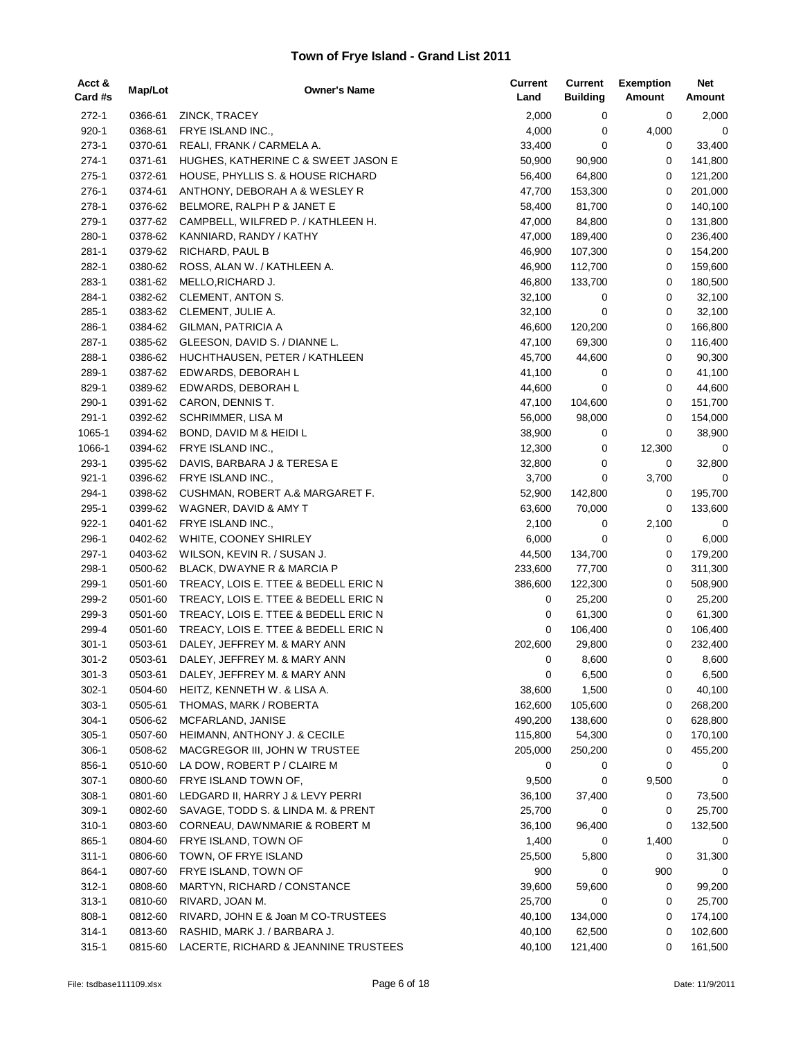# Town of Frye Island - Grand List 2011

| Acct & Card #s | Map/Lot | Owner's Name | Current Land | Current Building | Exemption Amount | Net Amount |
|---|---|---|---|---|---|---|
| 272-1 | 0366-61 | ZINCK, TRACEY | 2,000 | 0 | 0 | 2,000 |
| 920-1 | 0368-61 | FRYE ISLAND INC., | 4,000 | 0 | 4,000 | 0 |
| 273-1 | 0370-61 | REALI, FRANK / CARMELA A. | 33,400 | 0 | 0 | 33,400 |
| 274-1 | 0371-61 | HUGHES, KATHERINE C & SWEET JASON E | 50,900 | 90,900 | 0 | 141,800 |
| 275-1 | 0372-61 | HOUSE, PHYLLIS S. & HOUSE RICHARD | 56,400 | 64,800 | 0 | 121,200 |
| 276-1 | 0374-61 | ANTHONY, DEBORAH A & WESLEY R | 47,700 | 153,300 | 0 | 201,000 |
| 278-1 | 0376-62 | BELMORE, RALPH P & JANET E | 58,400 | 81,700 | 0 | 140,100 |
| 279-1 | 0377-62 | CAMPBELL, WILFRED P. / KATHLEEN H. | 47,000 | 84,800 | 0 | 131,800 |
| 280-1 | 0378-62 | KANNIARD, RANDY / KATHY | 47,000 | 189,400 | 0 | 236,400 |
| 281-1 | 0379-62 | RICHARD, PAUL B | 46,900 | 107,300 | 0 | 154,200 |
| 282-1 | 0380-62 | ROSS, ALAN W. / KATHLEEN A. | 46,900 | 112,700 | 0 | 159,600 |
| 283-1 | 0381-62 | MELLO,RICHARD J. | 46,800 | 133,700 | 0 | 180,500 |
| 284-1 | 0382-62 | CLEMENT, ANTON S. | 32,100 | 0 | 0 | 32,100 |
| 285-1 | 0383-62 | CLEMENT, JULIE A. | 32,100 | 0 | 0 | 32,100 |
| 286-1 | 0384-62 | GILMAN, PATRICIA A | 46,600 | 120,200 | 0 | 166,800 |
| 287-1 | 0385-62 | GLEESON, DAVID S. / DIANNE L. | 47,100 | 69,300 | 0 | 116,400 |
| 288-1 | 0386-62 | HUCHTHAUSEN, PETER / KATHLEEN | 45,700 | 44,600 | 0 | 90,300 |
| 289-1 | 0387-62 | EDWARDS, DEBORAH L | 41,100 | 0 | 0 | 41,100 |
| 829-1 | 0389-62 | EDWARDS, DEBORAH L | 44,600 | 0 | 0 | 44,600 |
| 290-1 | 0391-62 | CARON, DENNIS T. | 47,100 | 104,600 | 0 | 151,700 |
| 291-1 | 0392-62 | SCHRIMMER, LISA M | 56,000 | 98,000 | 0 | 154,000 |
| 1065-1 | 0394-62 | BOND, DAVID M & HEIDI L | 38,900 | 0 | 0 | 38,900 |
| 1066-1 | 0394-62 | FRYE ISLAND INC., | 12,300 | 0 | 12,300 | 0 |
| 293-1 | 0395-62 | DAVIS, BARBARA J & TERESA E | 32,800 | 0 | 0 | 32,800 |
| 921-1 | 0396-62 | FRYE ISLAND INC., | 3,700 | 0 | 3,700 | 0 |
| 294-1 | 0398-62 | CUSHMAN, ROBERT A.& MARGARET F. | 52,900 | 142,800 | 0 | 195,700 |
| 295-1 | 0399-62 | WAGNER, DAVID & AMY T | 63,600 | 70,000 | 0 | 133,600 |
| 922-1 | 0401-62 | FRYE ISLAND INC., | 2,100 | 0 | 2,100 | 0 |
| 296-1 | 0402-62 | WHITE, COONEY SHIRLEY | 6,000 | 0 | 0 | 6,000 |
| 297-1 | 0403-62 | WILSON, KEVIN R. / SUSAN J. | 44,500 | 134,700 | 0 | 179,200 |
| 298-1 | 0500-62 | BLACK, DWAYNE R & MARCIA P | 233,600 | 77,700 | 0 | 311,300 |
| 299-1 | 0501-60 | TREACY, LOIS E. TTEE & BEDELL ERIC N | 386,600 | 122,300 | 0 | 508,900 |
| 299-2 | 0501-60 | TREACY, LOIS E. TTEE & BEDELL ERIC N | 0 | 25,200 | 0 | 25,200 |
| 299-3 | 0501-60 | TREACY, LOIS E. TTEE & BEDELL ERIC N | 0 | 61,300 | 0 | 61,300 |
| 299-4 | 0501-60 | TREACY, LOIS E. TTEE & BEDELL ERIC N | 0 | 106,400 | 0 | 106,400 |
| 301-1 | 0503-61 | DALEY, JEFFREY M. & MARY ANN | 202,600 | 29,800 | 0 | 232,400 |
| 301-2 | 0503-61 | DALEY, JEFFREY M. & MARY ANN | 0 | 8,600 | 0 | 8,600 |
| 301-3 | 0503-61 | DALEY, JEFFREY M. & MARY ANN | 0 | 6,500 | 0 | 6,500 |
| 302-1 | 0504-60 | HEITZ, KENNETH W. & LISA A. | 38,600 | 1,500 | 0 | 40,100 |
| 303-1 | 0505-61 | THOMAS, MARK / ROBERTA | 162,600 | 105,600 | 0 | 268,200 |
| 304-1 | 0506-62 | MCFARLAND, JANISE | 490,200 | 138,600 | 0 | 628,800 |
| 305-1 | 0507-60 | HEIMANN, ANTHONY J. & CECILE | 115,800 | 54,300 | 0 | 170,100 |
| 306-1 | 0508-62 | MACGREGOR III, JOHN W TRUSTEE | 205,000 | 250,200 | 0 | 455,200 |
| 856-1 | 0510-60 | LA DOW, ROBERT P / CLAIRE M | 0 | 0 | 0 | 0 |
| 307-1 | 0800-60 | FRYE ISLAND TOWN OF, | 9,500 | 0 | 9,500 | 0 |
| 308-1 | 0801-60 | LEDGARD II, HARRY J & LEVY PERRI | 36,100 | 37,400 | 0 | 73,500 |
| 309-1 | 0802-60 | SAVAGE, TODD S. & LINDA M. & PRENT | 25,700 | 0 | 0 | 25,700 |
| 310-1 | 0803-60 | CORNEAU, DAWNMARIE & ROBERT M | 36,100 | 96,400 | 0 | 132,500 |
| 865-1 | 0804-60 | FRYE ISLAND, TOWN OF | 1,400 | 0 | 1,400 | 0 |
| 311-1 | 0806-60 | TOWN, OF FRYE ISLAND | 25,500 | 5,800 | 0 | 31,300 |
| 864-1 | 0807-60 | FRYE ISLAND, TOWN OF | 900 | 0 | 900 | 0 |
| 312-1 | 0808-60 | MARTYN, RICHARD / CONSTANCE | 39,600 | 59,600 | 0 | 99,200 |
| 313-1 | 0810-60 | RIVARD, JOAN M. | 25,700 | 0 | 0 | 25,700 |
| 808-1 | 0812-60 | RIVARD, JOHN E & Joan M CO-TRUSTEES | 40,100 | 134,000 | 0 | 174,100 |
| 314-1 | 0813-60 | RASHID, MARK J. / BARBARA J. | 40,100 | 62,500 | 0 | 102,600 |
| 315-1 | 0815-60 | LACERTE, RICHARD & JEANNINE TRUSTEES | 40,100 | 121,400 | 0 | 161,500 |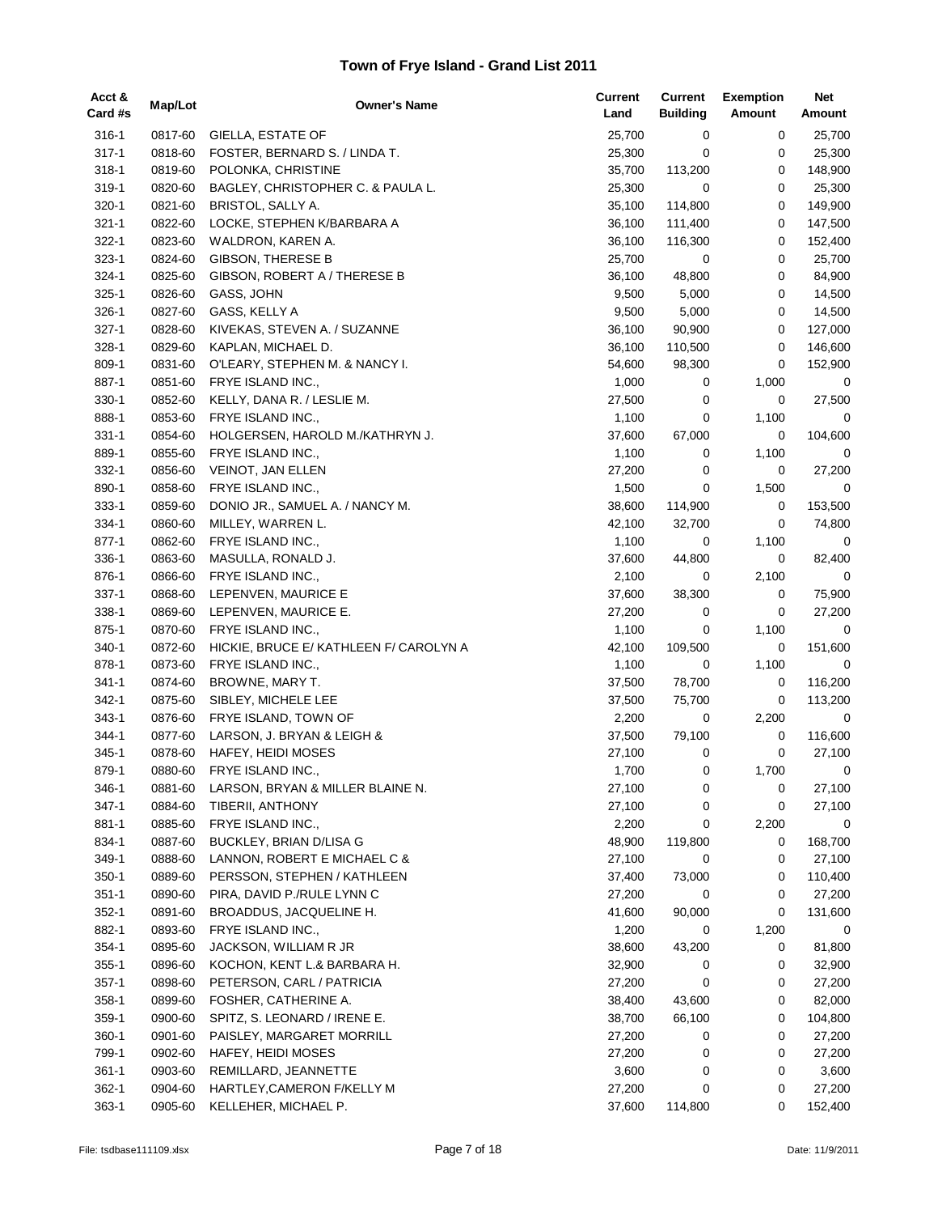# Town of Frye Island - Grand List 2011

| Acct & Card #s | Map/Lot | Owner's Name | Current Land | Current Building | Exemption Amount | Net Amount |
|---|---|---|---|---|---|---|
| 316-1 | 0817-60 | GIELLA, ESTATE OF | 25,700 | 0 | 0 | 25,700 |
| 317-1 | 0818-60 | FOSTER, BERNARD S. / LINDA T. | 25,300 | 0 | 0 | 25,300 |
| 318-1 | 0819-60 | POLONKA, CHRISTINE | 35,700 | 113,200 | 0 | 148,900 |
| 319-1 | 0820-60 | BAGLEY, CHRISTOPHER C. & PAULA L. | 25,300 | 0 | 0 | 25,300 |
| 320-1 | 0821-60 | BRISTOL, SALLY A. | 35,100 | 114,800 | 0 | 149,900 |
| 321-1 | 0822-60 | LOCKE, STEPHEN K/BARBARA A | 36,100 | 111,400 | 0 | 147,500 |
| 322-1 | 0823-60 | WALDRON, KAREN A. | 36,100 | 116,300 | 0 | 152,400 |
| 323-1 | 0824-60 | GIBSON, THERESE B | 25,700 | 0 | 0 | 25,700 |
| 324-1 | 0825-60 | GIBSON, ROBERT A / THERESE B | 36,100 | 48,800 | 0 | 84,900 |
| 325-1 | 0826-60 | GASS, JOHN | 9,500 | 5,000 | 0 | 14,500 |
| 326-1 | 0827-60 | GASS, KELLY A | 9,500 | 5,000 | 0 | 14,500 |
| 327-1 | 0828-60 | KIVEKAS, STEVEN A. / SUZANNE | 36,100 | 90,900 | 0 | 127,000 |
| 328-1 | 0829-60 | KAPLAN, MICHAEL D. | 36,100 | 110,500 | 0 | 146,600 |
| 809-1 | 0831-60 | O'LEARY, STEPHEN M. & NANCY I. | 54,600 | 98,300 | 0 | 152,900 |
| 887-1 | 0851-60 | FRYE ISLAND INC., | 1,000 | 0 | 1,000 | 0 |
| 330-1 | 0852-60 | KELLY, DANA R. / LESLIE M. | 27,500 | 0 | 0 | 27,500 |
| 888-1 | 0853-60 | FRYE ISLAND INC., | 1,100 | 0 | 1,100 | 0 |
| 331-1 | 0854-60 | HOLGERSEN, HAROLD M./KATHRYN J. | 37,600 | 67,000 | 0 | 104,600 |
| 889-1 | 0855-60 | FRYE ISLAND INC., | 1,100 | 0 | 1,100 | 0 |
| 332-1 | 0856-60 | VEINOT, JAN ELLEN | 27,200 | 0 | 0 | 27,200 |
| 890-1 | 0858-60 | FRYE ISLAND INC., | 1,500 | 0 | 1,500 | 0 |
| 333-1 | 0859-60 | DONIO JR., SAMUEL A. / NANCY M. | 38,600 | 114,900 | 0 | 153,500 |
| 334-1 | 0860-60 | MILLEY, WARREN L. | 42,100 | 32,700 | 0 | 74,800 |
| 877-1 | 0862-60 | FRYE ISLAND INC., | 1,100 | 0 | 1,100 | 0 |
| 336-1 | 0863-60 | MASULLA, RONALD J. | 37,600 | 44,800 | 0 | 82,400 |
| 876-1 | 0866-60 | FRYE ISLAND INC., | 2,100 | 0 | 2,100 | 0 |
| 337-1 | 0868-60 | LEPENVEN, MAURICE E | 37,600 | 38,300 | 0 | 75,900 |
| 338-1 | 0869-60 | LEPENVEN, MAURICE E. | 27,200 | 0 | 0 | 27,200 |
| 875-1 | 0870-60 | FRYE ISLAND INC., | 1,100 | 0 | 1,100 | 0 |
| 340-1 | 0872-60 | HICKIE, BRUCE E/ KATHLEEN F/ CAROLYN A | 42,100 | 109,500 | 0 | 151,600 |
| 878-1 | 0873-60 | FRYE ISLAND INC., | 1,100 | 0 | 1,100 | 0 |
| 341-1 | 0874-60 | BROWNE, MARY T. | 37,500 | 78,700 | 0 | 116,200 |
| 342-1 | 0875-60 | SIBLEY, MICHELE LEE | 37,500 | 75,700 | 0 | 113,200 |
| 343-1 | 0876-60 | FRYE ISLAND, TOWN OF | 2,200 | 0 | 2,200 | 0 |
| 344-1 | 0877-60 | LARSON, J. BRYAN & LEIGH & | 37,500 | 79,100 | 0 | 116,600 |
| 345-1 | 0878-60 | HAFEY, HEIDI MOSES | 27,100 | 0 | 0 | 27,100 |
| 879-1 | 0880-60 | FRYE ISLAND INC., | 1,700 | 0 | 1,700 | 0 |
| 346-1 | 0881-60 | LARSON, BRYAN & MILLER BLAINE N. | 27,100 | 0 | 0 | 27,100 |
| 347-1 | 0884-60 | TIBERII, ANTHONY | 27,100 | 0 | 0 | 27,100 |
| 881-1 | 0885-60 | FRYE ISLAND INC., | 2,200 | 0 | 2,200 | 0 |
| 834-1 | 0887-60 | BUCKLEY, BRIAN D/LISA G | 48,900 | 119,800 | 0 | 168,700 |
| 349-1 | 0888-60 | LANNON, ROBERT E MICHAEL C & | 27,100 | 0 | 0 | 27,100 |
| 350-1 | 0889-60 | PERSSON, STEPHEN / KATHLEEN | 37,400 | 73,000 | 0 | 110,400 |
| 351-1 | 0890-60 | PIRA, DAVID P./RULE LYNN C | 27,200 | 0 | 0 | 27,200 |
| 352-1 | 0891-60 | BROADDUS, JACQUELINE H. | 41,600 | 90,000 | 0 | 131,600 |
| 882-1 | 0893-60 | FRYE ISLAND INC., | 1,200 | 0 | 1,200 | 0 |
| 354-1 | 0895-60 | JACKSON, WILLIAM R JR | 38,600 | 43,200 | 0 | 81,800 |
| 355-1 | 0896-60 | KOCHON, KENT L.& BARBARA H. | 32,900 | 0 | 0 | 32,900 |
| 357-1 | 0898-60 | PETERSON, CARL / PATRICIA | 27,200 | 0 | 0 | 27,200 |
| 358-1 | 0899-60 | FOSHER, CATHERINE A. | 38,400 | 43,600 | 0 | 82,000 |
| 359-1 | 0900-60 | SPITZ, S. LEONARD / IRENE E. | 38,700 | 66,100 | 0 | 104,800 |
| 360-1 | 0901-60 | PAISLEY, MARGARET MORRILL | 27,200 | 0 | 0 | 27,200 |
| 799-1 | 0902-60 | HAFEY, HEIDI MOSES | 27,200 | 0 | 0 | 27,200 |
| 361-1 | 0903-60 | REMILLARD, JEANNETTE | 3,600 | 0 | 0 | 3,600 |
| 362-1 | 0904-60 | HARTLEY,CAMERON F/KELLY M | 27,200 | 0 | 0 | 27,200 |
| 363-1 | 0905-60 | KELLEHER, MICHAEL P. | 37,600 | 114,800 | 0 | 152,400 |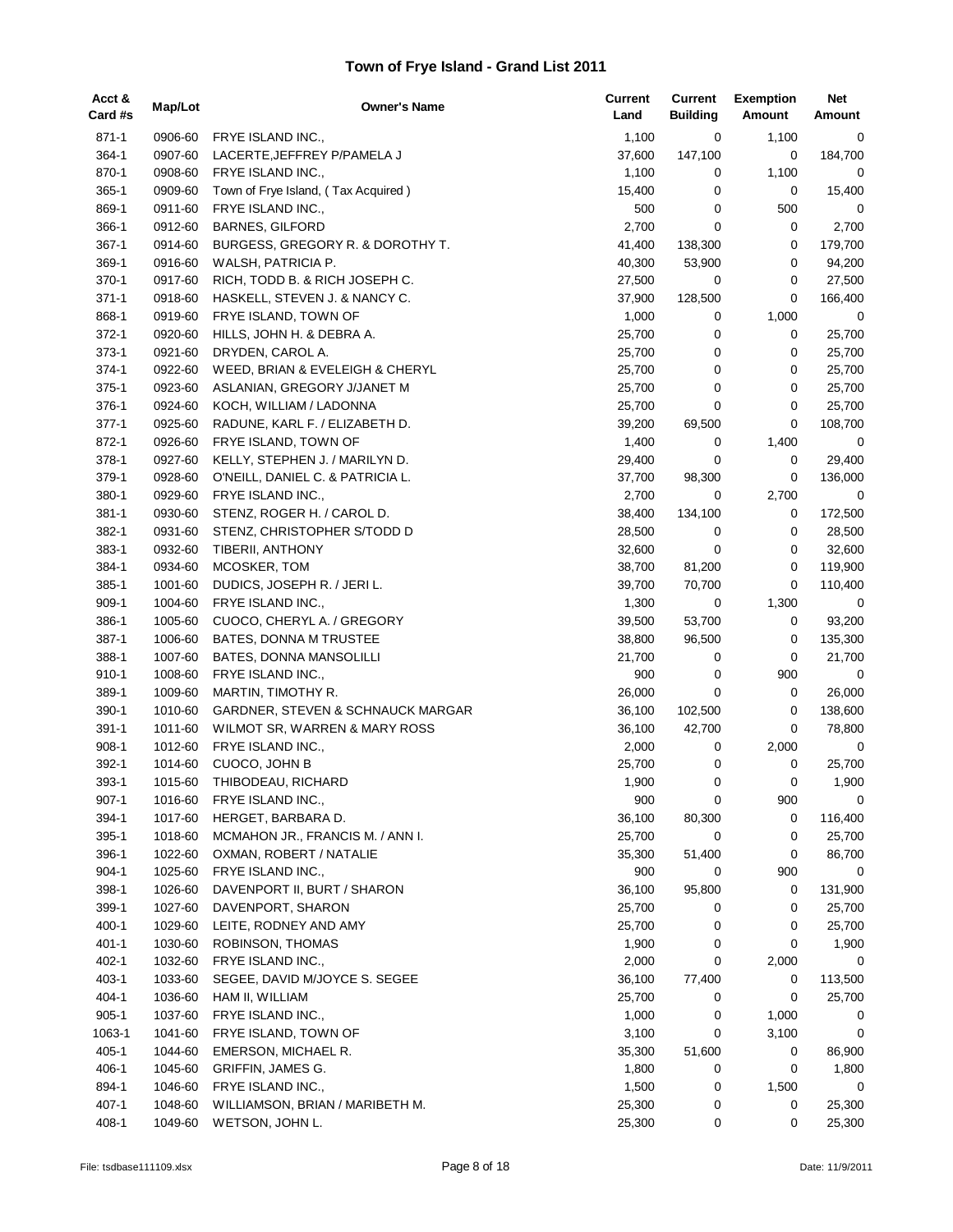# Town of Frye Island - Grand List 2011

| Acct & Card #s | Map/Lot | Owner's Name | Current Land | Current Building | Exemption Amount | Net Amount |
|---|---|---|---|---|---|---|
| 871-1 | 0906-60 | FRYE ISLAND INC., | 1,100 | 0 | 1,100 | 0 |
| 364-1 | 0907-60 | LACERTE,JEFFREY P/PAMELA J | 37,600 | 147,100 | 0 | 184,700 |
| 870-1 | 0908-60 | FRYE ISLAND INC., | 1,100 | 0 | 1,100 | 0 |
| 365-1 | 0909-60 | Town of Frye Island, ( Tax Acquired ) | 15,400 | 0 | 0 | 15,400 |
| 869-1 | 0911-60 | FRYE ISLAND INC., | 500 | 0 | 500 | 0 |
| 366-1 | 0912-60 | BARNES, GILFORD | 2,700 | 0 | 0 | 2,700 |
| 367-1 | 0914-60 | BURGESS, GREGORY R. & DOROTHY T. | 41,400 | 138,300 | 0 | 179,700 |
| 369-1 | 0916-60 | WALSH, PATRICIA P. | 40,300 | 53,900 | 0 | 94,200 |
| 370-1 | 0917-60 | RICH, TODD B. & RICH JOSEPH C. | 27,500 | 0 | 0 | 27,500 |
| 371-1 | 0918-60 | HASKELL, STEVEN J. & NANCY C. | 37,900 | 128,500 | 0 | 166,400 |
| 868-1 | 0919-60 | FRYE ISLAND, TOWN OF | 1,000 | 0 | 1,000 | 0 |
| 372-1 | 0920-60 | HILLS, JOHN H. & DEBRA A. | 25,700 | 0 | 0 | 25,700 |
| 373-1 | 0921-60 | DRYDEN, CAROL A. | 25,700 | 0 | 0 | 25,700 |
| 374-1 | 0922-60 | WEED, BRIAN & EVELEIGH & CHERYL | 25,700 | 0 | 0 | 25,700 |
| 375-1 | 0923-60 | ASLANIAN, GREGORY J/JANET M | 25,700 | 0 | 0 | 25,700 |
| 376-1 | 0924-60 | KOCH, WILLIAM / LADONNA | 25,700 | 0 | 0 | 25,700 |
| 377-1 | 0925-60 | RADUNE, KARL F. / ELIZABETH D. | 39,200 | 69,500 | 0 | 108,700 |
| 872-1 | 0926-60 | FRYE ISLAND, TOWN OF | 1,400 | 0 | 1,400 | 0 |
| 378-1 | 0927-60 | KELLY, STEPHEN J. / MARILYN D. | 29,400 | 0 | 0 | 29,400 |
| 379-1 | 0928-60 | O'NEILL, DANIEL C. & PATRICIA L. | 37,700 | 98,300 | 0 | 136,000 |
| 380-1 | 0929-60 | FRYE ISLAND INC., | 2,700 | 0 | 2,700 | 0 |
| 381-1 | 0930-60 | STENZ, ROGER H. / CAROL D. | 38,400 | 134,100 | 0 | 172,500 |
| 382-1 | 0931-60 | STENZ, CHRISTOPHER S/TODD D | 28,500 | 0 | 0 | 28,500 |
| 383-1 | 0932-60 | TIBERII, ANTHONY | 32,600 | 0 | 0 | 32,600 |
| 384-1 | 0934-60 | MCOSKER, TOM | 38,700 | 81,200 | 0 | 119,900 |
| 385-1 | 1001-60 | DUDICS, JOSEPH R. / JERI L. | 39,700 | 70,700 | 0 | 110,400 |
| 909-1 | 1004-60 | FRYE ISLAND INC., | 1,300 | 0 | 1,300 | 0 |
| 386-1 | 1005-60 | CUOCO, CHERYL A. / GREGORY | 39,500 | 53,700 | 0 | 93,200 |
| 387-1 | 1006-60 | BATES, DONNA M TRUSTEE | 38,800 | 96,500 | 0 | 135,300 |
| 388-1 | 1007-60 | BATES, DONNA MANSOLILLI | 21,700 | 0 | 0 | 21,700 |
| 910-1 | 1008-60 | FRYE ISLAND INC., | 900 | 0 | 900 | 0 |
| 389-1 | 1009-60 | MARTIN, TIMOTHY R. | 26,000 | 0 | 0 | 26,000 |
| 390-1 | 1010-60 | GARDNER, STEVEN & SCHNAUCK MARGAR | 36,100 | 102,500 | 0 | 138,600 |
| 391-1 | 1011-60 | WILMOT SR, WARREN & MARY ROSS | 36,100 | 42,700 | 0 | 78,800 |
| 908-1 | 1012-60 | FRYE ISLAND INC., | 2,000 | 0 | 2,000 | 0 |
| 392-1 | 1014-60 | CUOCO, JOHN B | 25,700 | 0 | 0 | 25,700 |
| 393-1 | 1015-60 | THIBODEAU, RICHARD | 1,900 | 0 | 0 | 1,900 |
| 907-1 | 1016-60 | FRYE ISLAND INC., | 900 | 0 | 900 | 0 |
| 394-1 | 1017-60 | HERGET, BARBARA D. | 36,100 | 80,300 | 0 | 116,400 |
| 395-1 | 1018-60 | MCMAHON JR., FRANCIS M. / ANN I. | 25,700 | 0 | 0 | 25,700 |
| 396-1 | 1022-60 | OXMAN, ROBERT / NATALIE | 35,300 | 51,400 | 0 | 86,700 |
| 904-1 | 1025-60 | FRYE ISLAND INC., | 900 | 0 | 900 | 0 |
| 398-1 | 1026-60 | DAVENPORT II, BURT / SHARON | 36,100 | 95,800 | 0 | 131,900 |
| 399-1 | 1027-60 | DAVENPORT, SHARON | 25,700 | 0 | 0 | 25,700 |
| 400-1 | 1029-60 | LEITE, RODNEY AND AMY | 25,700 | 0 | 0 | 25,700 |
| 401-1 | 1030-60 | ROBINSON, THOMAS | 1,900 | 0 | 0 | 1,900 |
| 402-1 | 1032-60 | FRYE ISLAND INC., | 2,000 | 0 | 2,000 | 0 |
| 403-1 | 1033-60 | SEGEE, DAVID M/JOYCE S. SEGEE | 36,100 | 77,400 | 0 | 113,500 |
| 404-1 | 1036-60 | HAM II, WILLIAM | 25,700 | 0 | 0 | 25,700 |
| 905-1 | 1037-60 | FRYE ISLAND INC., | 1,000 | 0 | 1,000 | 0 |
| 1063-1 | 1041-60 | FRYE ISLAND, TOWN OF | 3,100 | 0 | 3,100 | 0 |
| 405-1 | 1044-60 | EMERSON, MICHAEL R. | 35,300 | 51,600 | 0 | 86,900 |
| 406-1 | 1045-60 | GRIFFIN, JAMES G. | 1,800 | 0 | 0 | 1,800 |
| 894-1 | 1046-60 | FRYE ISLAND INC., | 1,500 | 0 | 1,500 | 0 |
| 407-1 | 1048-60 | WILLIAMSON, BRIAN / MARIBETH M. | 25,300 | 0 | 0 | 25,300 |
| 408-1 | 1049-60 | WETSON, JOHN L. | 25,300 | 0 | 0 | 25,300 |

File: tsdbase111109.xlsx | Date: 11/9/2011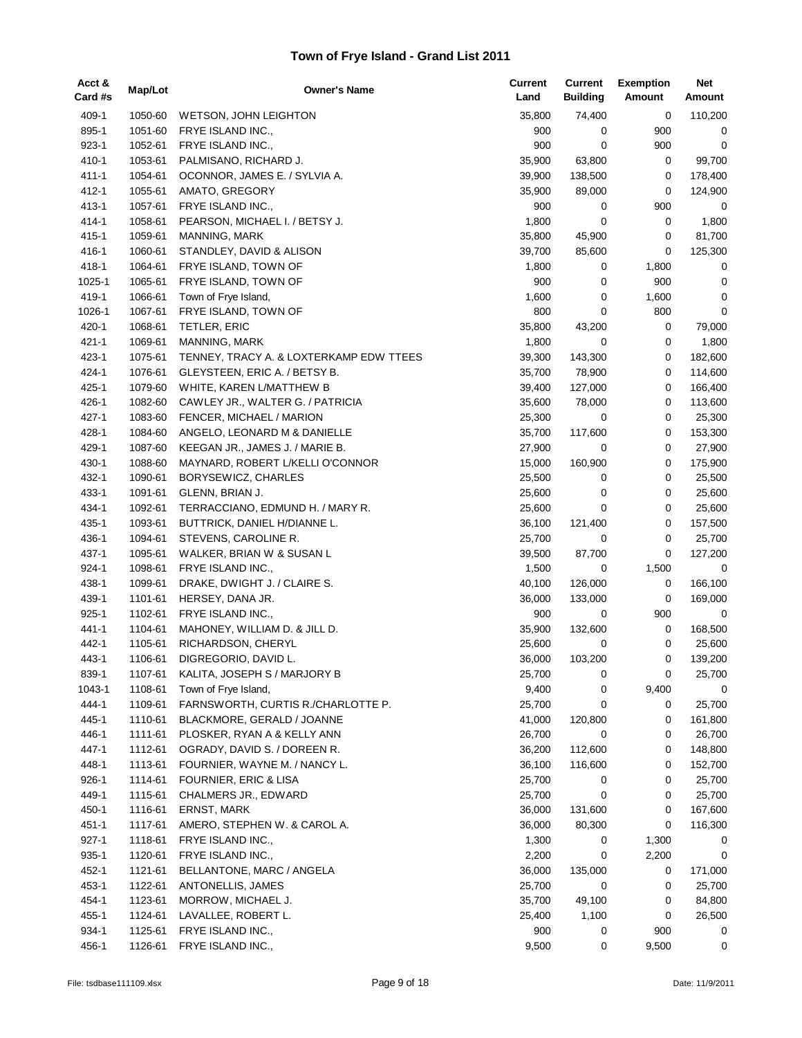# Town of Frye Island - Grand List 2011

| Acct & Card #s | Map/Lot | Owner's Name | Current Land | Current Building | Exemption Amount | Net Amount |
|---|---|---|---|---|---|---|
| 409-1 | 1050-60 | WETSON, JOHN LEIGHTON | 35,800 | 74,400 | 0 | 110,200 |
| 895-1 | 1051-60 | FRYE ISLAND INC., | 900 | 0 | 900 | 0 |
| 923-1 | 1052-61 | FRYE ISLAND INC., | 900 | 0 | 900 | 0 |
| 410-1 | 1053-61 | PALMISANO, RICHARD J. | 35,900 | 63,800 | 0 | 99,700 |
| 411-1 | 1054-61 | OCONNOR, JAMES E. / SYLVIA A. | 39,900 | 138,500 | 0 | 178,400 |
| 412-1 | 1055-61 | AMATO, GREGORY | 35,900 | 89,000 | 0 | 124,900 |
| 413-1 | 1057-61 | FRYE ISLAND INC., | 900 | 0 | 900 | 0 |
| 414-1 | 1058-61 | PEARSON, MICHAEL I. / BETSY J. | 1,800 | 0 | 0 | 1,800 |
| 415-1 | 1059-61 | MANNING, MARK | 35,800 | 45,900 | 0 | 81,700 |
| 416-1 | 1060-61 | STANDLEY, DAVID & ALISON | 39,700 | 85,600 | 0 | 125,300 |
| 418-1 | 1064-61 | FRYE ISLAND, TOWN OF | 1,800 | 0 | 1,800 | 0 |
| 1025-1 | 1065-61 | FRYE ISLAND, TOWN OF | 900 | 0 | 900 | 0 |
| 419-1 | 1066-61 | Town of Frye Island, | 1,600 | 0 | 1,600 | 0 |
| 1026-1 | 1067-61 | FRYE ISLAND, TOWN OF | 800 | 0 | 800 | 0 |
| 420-1 | 1068-61 | TETLER, ERIC | 35,800 | 43,200 | 0 | 79,000 |
| 421-1 | 1069-61 | MANNING, MARK | 1,800 | 0 | 0 | 1,800 |
| 423-1 | 1075-61 | TENNEY, TRACY A. & LOXTERKAMP EDW TTEES | 39,300 | 143,300 | 0 | 182,600 |
| 424-1 | 1076-61 | GLEYSTEEN, ERIC A. / BETSY B. | 35,700 | 78,900 | 0 | 114,600 |
| 425-1 | 1079-60 | WHITE, KAREN L/MATTHEW B | 39,400 | 127,000 | 0 | 166,400 |
| 426-1 | 1082-60 | CAWLEY JR., WALTER G. / PATRICIA | 35,600 | 78,000 | 0 | 113,600 |
| 427-1 | 1083-60 | FENCER, MICHAEL / MARION | 25,300 | 0 | 0 | 25,300 |
| 428-1 | 1084-60 | ANGELO, LEONARD M & DANIELLE | 35,700 | 117,600 | 0 | 153,300 |
| 429-1 | 1087-60 | KEEGAN JR., JAMES J. / MARIE B. | 27,900 | 0 | 0 | 27,900 |
| 430-1 | 1088-60 | MAYNARD, ROBERT L/KELLI O'CONNOR | 15,000 | 160,900 | 0 | 175,900 |
| 432-1 | 1090-61 | BORYSEWICZ, CHARLES | 25,500 | 0 | 0 | 25,500 |
| 433-1 | 1091-61 | GLENN, BRIAN J. | 25,600 | 0 | 0 | 25,600 |
| 434-1 | 1092-61 | TERRACCIANO, EDMUND H. / MARY R. | 25,600 | 0 | 0 | 25,600 |
| 435-1 | 1093-61 | BUTTRICK, DANIEL H/DIANNE L. | 36,100 | 121,400 | 0 | 157,500 |
| 436-1 | 1094-61 | STEVENS, CAROLINE R. | 25,700 | 0 | 0 | 25,700 |
| 437-1 | 1095-61 | WALKER, BRIAN W & SUSAN L | 39,500 | 87,700 | 0 | 127,200 |
| 924-1 | 1098-61 | FRYE ISLAND INC., | 1,500 | 0 | 1,500 | 0 |
| 438-1 | 1099-61 | DRAKE, DWIGHT J. / CLAIRE S. | 40,100 | 126,000 | 0 | 166,100 |
| 439-1 | 1101-61 | HERSEY, DANA JR. | 36,000 | 133,000 | 0 | 169,000 |
| 925-1 | 1102-61 | FRYE ISLAND INC., | 900 | 0 | 900 | 0 |
| 441-1 | 1104-61 | MAHONEY, WILLIAM D. & JILL D. | 35,900 | 132,600 | 0 | 168,500 |
| 442-1 | 1105-61 | RICHARDSON, CHERYL | 25,600 | 0 | 0 | 25,600 |
| 443-1 | 1106-61 | DIGREGORIO, DAVID L. | 36,000 | 103,200 | 0 | 139,200 |
| 839-1 | 1107-61 | KALITA, JOSEPH S / MARJORY B | 25,700 | 0 | 0 | 25,700 |
| 1043-1 | 1108-61 | Town of Frye Island, | 9,400 | 0 | 9,400 | 0 |
| 444-1 | 1109-61 | FARNSWORTH, CURTIS R./CHARLOTTE P. | 25,700 | 0 | 0 | 25,700 |
| 445-1 | 1110-61 | BLACKMORE, GERALD / JOANNE | 41,000 | 120,800 | 0 | 161,800 |
| 446-1 | 1111-61 | PLOSKER, RYAN A & KELLY ANN | 26,700 | 0 | 0 | 26,700 |
| 447-1 | 1112-61 | OGRADY, DAVID S. / DOREEN R. | 36,200 | 112,600 | 0 | 148,800 |
| 448-1 | 1113-61 | FOURNIER, WAYNE M. / NANCY L. | 36,100 | 116,600 | 0 | 152,700 |
| 926-1 | 1114-61 | FOURNIER, ERIC & LISA | 25,700 | 0 | 0 | 25,700 |
| 449-1 | 1115-61 | CHALMERS JR., EDWARD | 25,700 | 0 | 0 | 25,700 |
| 450-1 | 1116-61 | ERNST, MARK | 36,000 | 131,600 | 0 | 167,600 |
| 451-1 | 1117-61 | AMERO, STEPHEN W. & CAROL A. | 36,000 | 80,300 | 0 | 116,300 |
| 927-1 | 1118-61 | FRYE ISLAND INC., | 1,300 | 0 | 1,300 | 0 |
| 935-1 | 1120-61 | FRYE ISLAND INC., | 2,200 | 0 | 2,200 | 0 |
| 452-1 | 1121-61 | BELLANTONE, MARC / ANGELA | 36,000 | 135,000 | 0 | 171,000 |
| 453-1 | 1122-61 | ANTONELLIS, JAMES | 25,700 | 0 | 0 | 25,700 |
| 454-1 | 1123-61 | MORROW, MICHAEL J. | 35,700 | 49,100 | 0 | 84,800 |
| 455-1 | 1124-61 | LAVALLEE, ROBERT L. | 25,400 | 1,100 | 0 | 26,500 |
| 934-1 | 1125-61 | FRYE ISLAND INC., | 900 | 0 | 900 | 0 |
| 456-1 | 1126-61 | FRYE ISLAND INC., | 9,500 | 0 | 9,500 | 0 |

File: tsdbase111109.xlsx Date: 11/9/2011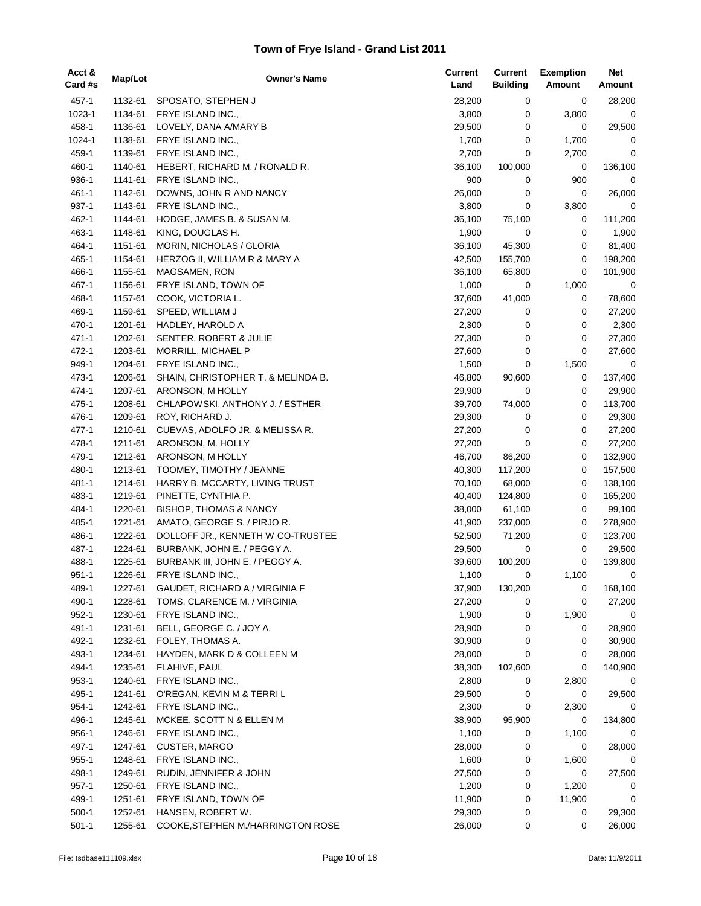# Town of Frye Island - Grand List 2011

| Acct & Card #s | Map/Lot | Owner's Name | Current Land | Current Building | Exemption Amount | Net Amount |
|---|---|---|---|---|---|---|
| 457-1 | 1132-61 | SPOSATO, STEPHEN J | 28,200 | 0 | 0 | 28,200 |
| 1023-1 | 1134-61 | FRYE ISLAND INC., | 3,800 | 0 | 3,800 | 0 |
| 458-1 | 1136-61 | LOVELY, DANA A/MARY B | 29,500 | 0 | 0 | 29,500 |
| 1024-1 | 1138-61 | FRYE ISLAND INC., | 1,700 | 0 | 1,700 | 0 |
| 459-1 | 1139-61 | FRYE ISLAND INC., | 2,700 | 0 | 2,700 | 0 |
| 460-1 | 1140-61 | HEBERT, RICHARD M. / RONALD R. | 36,100 | 100,000 | 0 | 136,100 |
| 936-1 | 1141-61 | FRYE ISLAND INC., | 900 | 0 | 900 | 0 |
| 461-1 | 1142-61 | DOWNS, JOHN R AND NANCY | 26,000 | 0 | 0 | 26,000 |
| 937-1 | 1143-61 | FRYE ISLAND INC., | 3,800 | 0 | 3,800 | 0 |
| 462-1 | 1144-61 | HODGE, JAMES B. & SUSAN M. | 36,100 | 75,100 | 0 | 111,200 |
| 463-1 | 1148-61 | KING, DOUGLAS H. | 1,900 | 0 | 0 | 1,900 |
| 464-1 | 1151-61 | MORIN, NICHOLAS / GLORIA | 36,100 | 45,300 | 0 | 81,400 |
| 465-1 | 1154-61 | HERZOG II, WILLIAM R & MARY A | 42,500 | 155,700 | 0 | 198,200 |
| 466-1 | 1155-61 | MAGSAMEN, RON | 36,100 | 65,800 | 0 | 101,900 |
| 467-1 | 1156-61 | FRYE ISLAND, TOWN OF | 1,000 | 0 | 1,000 | 0 |
| 468-1 | 1157-61 | COOK, VICTORIA L. | 37,600 | 41,000 | 0 | 78,600 |
| 469-1 | 1159-61 | SPEED, WILLIAM J | 27,200 | 0 | 0 | 27,200 |
| 470-1 | 1201-61 | HADLEY, HAROLD A | 2,300 | 0 | 0 | 2,300 |
| 471-1 | 1202-61 | SENTER, ROBERT & JULIE | 27,300 | 0 | 0 | 27,300 |
| 472-1 | 1203-61 | MORRILL, MICHAEL P | 27,600 | 0 | 0 | 27,600 |
| 949-1 | 1204-61 | FRYE ISLAND INC., | 1,500 | 0 | 1,500 | 0 |
| 473-1 | 1206-61 | SHAIN, CHRISTOPHER T. & MELINDA B. | 46,800 | 90,600 | 0 | 137,400 |
| 474-1 | 1207-61 | ARONSON, M HOLLY | 29,900 | 0 | 0 | 29,900 |
| 475-1 | 1208-61 | CHLAPOWSKI, ANTHONY J. / ESTHER | 39,700 | 74,000 | 0 | 113,700 |
| 476-1 | 1209-61 | ROY, RICHARD J. | 29,300 | 0 | 0 | 29,300 |
| 477-1 | 1210-61 | CUEVAS, ADOLFO JR. & MELISSA R. | 27,200 | 0 | 0 | 27,200 |
| 478-1 | 1211-61 | ARONSON, M. HOLLY | 27,200 | 0 | 0 | 27,200 |
| 479-1 | 1212-61 | ARONSON, M HOLLY | 46,700 | 86,200 | 0 | 132,900 |
| 480-1 | 1213-61 | TOOMEY, TIMOTHY / JEANNE | 40,300 | 117,200 | 0 | 157,500 |
| 481-1 | 1214-61 | HARRY B. MCCARTY, LIVING TRUST | 70,100 | 68,000 | 0 | 138,100 |
| 483-1 | 1219-61 | PINETTE, CYNTHIA P. | 40,400 | 124,800 | 0 | 165,200 |
| 484-1 | 1220-61 | BISHOP, THOMAS & NANCY | 38,000 | 61,100 | 0 | 99,100 |
| 485-1 | 1221-61 | AMATO, GEORGE S. / PIRJO R. | 41,900 | 237,000 | 0 | 278,900 |
| 486-1 | 1222-61 | DOLLOFF JR., KENNETH W CO-TRUSTEE | 52,500 | 71,200 | 0 | 123,700 |
| 487-1 | 1224-61 | BURBANK, JOHN E. / PEGGY A. | 29,500 | 0 | 0 | 29,500 |
| 488-1 | 1225-61 | BURBANK III, JOHN E. / PEGGY A. | 39,600 | 100,200 | 0 | 139,800 |
| 951-1 | 1226-61 | FRYE ISLAND INC., | 1,100 | 0 | 1,100 | 0 |
| 489-1 | 1227-61 | GAUDET, RICHARD A / VIRGINIA F | 37,900 | 130,200 | 0 | 168,100 |
| 490-1 | 1228-61 | TOMS, CLARENCE M. / VIRGINIA | 27,200 | 0 | 0 | 27,200 |
| 952-1 | 1230-61 | FRYE ISLAND INC., | 1,900 | 0 | 1,900 | 0 |
| 491-1 | 1231-61 | BELL, GEORGE C. / JOY A. | 28,900 | 0 | 0 | 28,900 |
| 492-1 | 1232-61 | FOLEY, THOMAS A. | 30,900 | 0 | 0 | 30,900 |
| 493-1 | 1234-61 | HAYDEN, MARK D & COLLEEN M | 28,000 | 0 | 0 | 28,000 |
| 494-1 | 1235-61 | FLAHIVE, PAUL | 38,300 | 102,600 | 0 | 140,900 |
| 953-1 | 1240-61 | FRYE ISLAND INC., | 2,800 | 0 | 2,800 | 0 |
| 495-1 | 1241-61 | O'REGAN, KEVIN M & TERRI L | 29,500 | 0 | 0 | 29,500 |
| 954-1 | 1242-61 | FRYE ISLAND INC., | 2,300 | 0 | 2,300 | 0 |
| 496-1 | 1245-61 | MCKEE, SCOTT N & ELLEN M | 38,900 | 95,900 | 0 | 134,800 |
| 956-1 | 1246-61 | FRYE ISLAND INC., | 1,100 | 0 | 1,100 | 0 |
| 497-1 | 1247-61 | CUSTER, MARGO | 28,000 | 0 | 0 | 28,000 |
| 955-1 | 1248-61 | FRYE ISLAND INC., | 1,600 | 0 | 1,600 | 0 |
| 498-1 | 1249-61 | RUDIN, JENNIFER & JOHN | 27,500 | 0 | 0 | 27,500 |
| 957-1 | 1250-61 | FRYE ISLAND INC., | 1,200 | 0 | 1,200 | 0 |
| 499-1 | 1251-61 | FRYE ISLAND, TOWN OF | 11,900 | 0 | 11,900 | 0 |
| 500-1 | 1252-61 | HANSEN, ROBERT W. | 29,300 | 0 | 0 | 29,300 |
| 501-1 | 1255-61 | COOKE,STEPHEN M./HARRINGTON ROSE | 26,000 | 0 | 0 | 26,000 |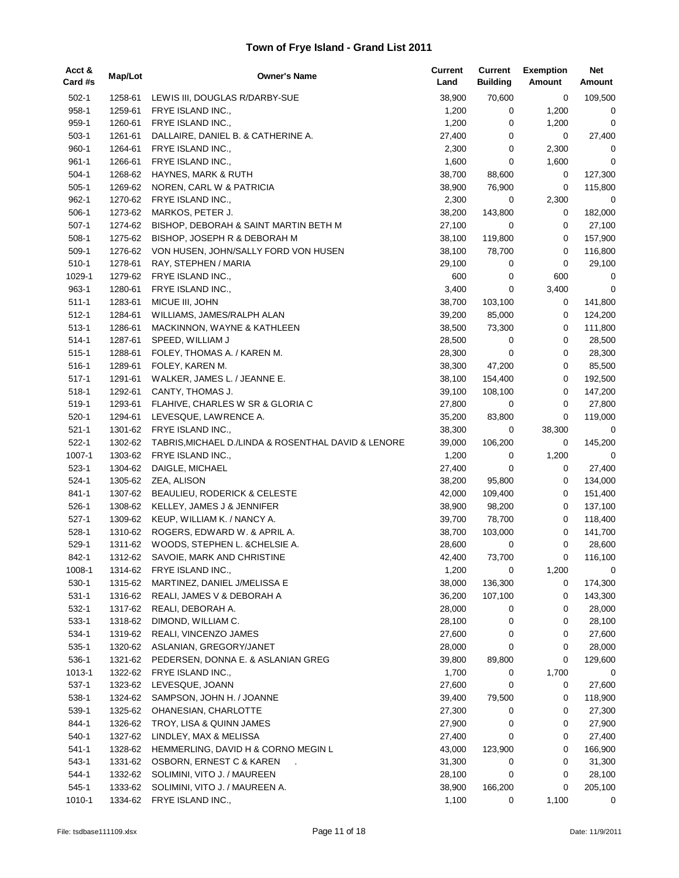# Town of Frye Island - Grand List 2011

| Acct & Card #s | Map/Lot | Owner's Name | Current Land | Current Building | Exemption Amount | Net Amount |
|---|---|---|---|---|---|---|
| 502-1 | 1258-61 | LEWIS III, DOUGLAS R/DARBY-SUE | 38,900 | 70,600 | 0 | 109,500 |
| 958-1 | 1259-61 | FRYE ISLAND INC., | 1,200 | 0 | 1,200 | 0 |
| 959-1 | 1260-61 | FRYE ISLAND INC., | 1,200 | 0 | 1,200 | 0 |
| 503-1 | 1261-61 | DALLAIRE, DANIEL B. & CATHERINE A. | 27,400 | 0 | 0 | 27,400 |
| 960-1 | 1264-61 | FRYE ISLAND INC., | 2,300 | 0 | 2,300 | 0 |
| 961-1 | 1266-61 | FRYE ISLAND INC., | 1,600 | 0 | 1,600 | 0 |
| 504-1 | 1268-62 | HAYNES, MARK & RUTH | 38,700 | 88,600 | 0 | 127,300 |
| 505-1 | 1269-62 | NOREN, CARL W & PATRICIA | 38,900 | 76,900 | 0 | 115,800 |
| 962-1 | 1270-62 | FRYE ISLAND INC., | 2,300 | 0 | 2,300 | 0 |
| 506-1 | 1273-62 | MARKOS, PETER J. | 38,200 | 143,800 | 0 | 182,000 |
| 507-1 | 1274-62 | BISHOP, DEBORAH & SAINT MARTIN BETH M | 27,100 | 0 | 0 | 27,100 |
| 508-1 | 1275-62 | BISHOP, JOSEPH R & DEBORAH M | 38,100 | 119,800 | 0 | 157,900 |
| 509-1 | 1276-62 | VON HUSEN, JOHN/SALLY FORD VON HUSEN | 38,100 | 78,700 | 0 | 116,800 |
| 510-1 | 1278-61 | RAY, STEPHEN / MARIA | 29,100 | 0 | 0 | 29,100 |
| 1029-1 | 1279-62 | FRYE ISLAND INC., | 600 | 0 | 600 | 0 |
| 963-1 | 1280-61 | FRYE ISLAND INC., | 3,400 | 0 | 3,400 | 0 |
| 511-1 | 1283-61 | MICUE III, JOHN | 38,700 | 103,100 | 0 | 141,800 |
| 512-1 | 1284-61 | WILLIAMS, JAMES/RALPH ALAN | 39,200 | 85,000 | 0 | 124,200 |
| 513-1 | 1286-61 | MACKINNON, WAYNE & KATHLEEN | 38,500 | 73,300 | 0 | 111,800 |
| 514-1 | 1287-61 | SPEED, WILLIAM J | 28,500 | 0 | 0 | 28,500 |
| 515-1 | 1288-61 | FOLEY, THOMAS A. / KAREN M. | 28,300 | 0 | 0 | 28,300 |
| 516-1 | 1289-61 | FOLEY, KAREN M. | 38,300 | 47,200 | 0 | 85,500 |
| 517-1 | 1291-61 | WALKER, JAMES L. / JEANNE E. | 38,100 | 154,400 | 0 | 192,500 |
| 518-1 | 1292-61 | CANTY, THOMAS J. | 39,100 | 108,100 | 0 | 147,200 |
| 519-1 | 1293-61 | FLAHIVE, CHARLES W SR & GLORIA C | 27,800 | 0 | 0 | 27,800 |
| 520-1 | 1294-61 | LEVESQUE, LAWRENCE A. | 35,200 | 83,800 | 0 | 119,000 |
| 521-1 | 1301-62 | FRYE ISLAND INC., | 38,300 | 0 | 38,300 | 0 |
| 522-1 | 1302-62 | TABRIS,MICHAEL D./LINDA & ROSENTHAL DAVID & LENORE | 39,000 | 106,200 | 0 | 145,200 |
| 1007-1 | 1303-62 | FRYE ISLAND INC., | 1,200 | 0 | 1,200 | 0 |
| 523-1 | 1304-62 | DAIGLE, MICHAEL | 27,400 | 0 | 0 | 27,400 |
| 524-1 | 1305-62 | ZEA, ALISON | 38,200 | 95,800 | 0 | 134,000 |
| 841-1 | 1307-62 | BEAULIEU, RODERICK & CELESTE | 42,000 | 109,400 | 0 | 151,400 |
| 526-1 | 1308-62 | KELLEY, JAMES J & JENNIFER | 38,900 | 98,200 | 0 | 137,100 |
| 527-1 | 1309-62 | KEUP, WILLIAM K. / NANCY A. | 39,700 | 78,700 | 0 | 118,400 |
| 528-1 | 1310-62 | ROGERS, EDWARD W. & APRIL A. | 38,700 | 103,000 | 0 | 141,700 |
| 529-1 | 1311-62 | WOODS, STEPHEN L. &CHELSIE A. | 28,600 | 0 | 0 | 28,600 |
| 842-1 | 1312-62 | SAVOIE, MARK AND CHRISTINE | 42,400 | 73,700 | 0 | 116,100 |
| 1008-1 | 1314-62 | FRYE ISLAND INC., | 1,200 | 0 | 1,200 | 0 |
| 530-1 | 1315-62 | MARTINEZ, DANIEL J/MELISSA E | 38,000 | 136,300 | 0 | 174,300 |
| 531-1 | 1316-62 | REALI, JAMES V & DEBORAH A | 36,200 | 107,100 | 0 | 143,300 |
| 532-1 | 1317-62 | REALI, DEBORAH A. | 28,000 | 0 | 0 | 28,000 |
| 533-1 | 1318-62 | DIMOND, WILLIAM C. | 28,100 | 0 | 0 | 28,100 |
| 534-1 | 1319-62 | REALI, VINCENZO JAMES | 27,600 | 0 | 0 | 27,600 |
| 535-1 | 1320-62 | ASLANIAN, GREGORY/JANET | 28,000 | 0 | 0 | 28,000 |
| 536-1 | 1321-62 | PEDERSEN, DONNA E. & ASLANIAN GREG | 39,800 | 89,800 | 0 | 129,600 |
| 1013-1 | 1322-62 | FRYE ISLAND INC., | 1,700 | 0 | 1,700 | 0 |
| 537-1 | 1323-62 | LEVESQUE, JOANN | 27,600 | 0 | 0 | 27,600 |
| 538-1 | 1324-62 | SAMPSON, JOHN H. / JOANNE | 39,400 | 79,500 | 0 | 118,900 |
| 539-1 | 1325-62 | OHANESIAN, CHARLOTTE | 27,300 | 0 | 0 | 27,300 |
| 844-1 | 1326-62 | TROY, LISA & QUINN JAMES | 27,900 | 0 | 0 | 27,900 |
| 540-1 | 1327-62 | LINDLEY, MAX & MELISSA | 27,400 | 0 | 0 | 27,400 |
| 541-1 | 1328-62 | HEMMERLING, DAVID H & CORNO MEGIN L | 43,000 | 123,900 | 0 | 166,900 |
| 543-1 | 1331-62 | OSBORN, ERNEST C & KAREN . | 31,300 | 0 | 0 | 31,300 |
| 544-1 | 1332-62 | SOLIMINI, VITO J. / MAUREEN | 28,100 | 0 | 0 | 28,100 |
| 545-1 | 1333-62 | SOLIMINI, VITO J. / MAUREEN A. | 38,900 | 166,200 | 0 | 205,100 |
| 1010-1 | 1334-62 | FRYE ISLAND INC., | 1,100 | 0 | 1,100 | 0 |

File: tsdbase111109.xlsx | Date: 11/9/2011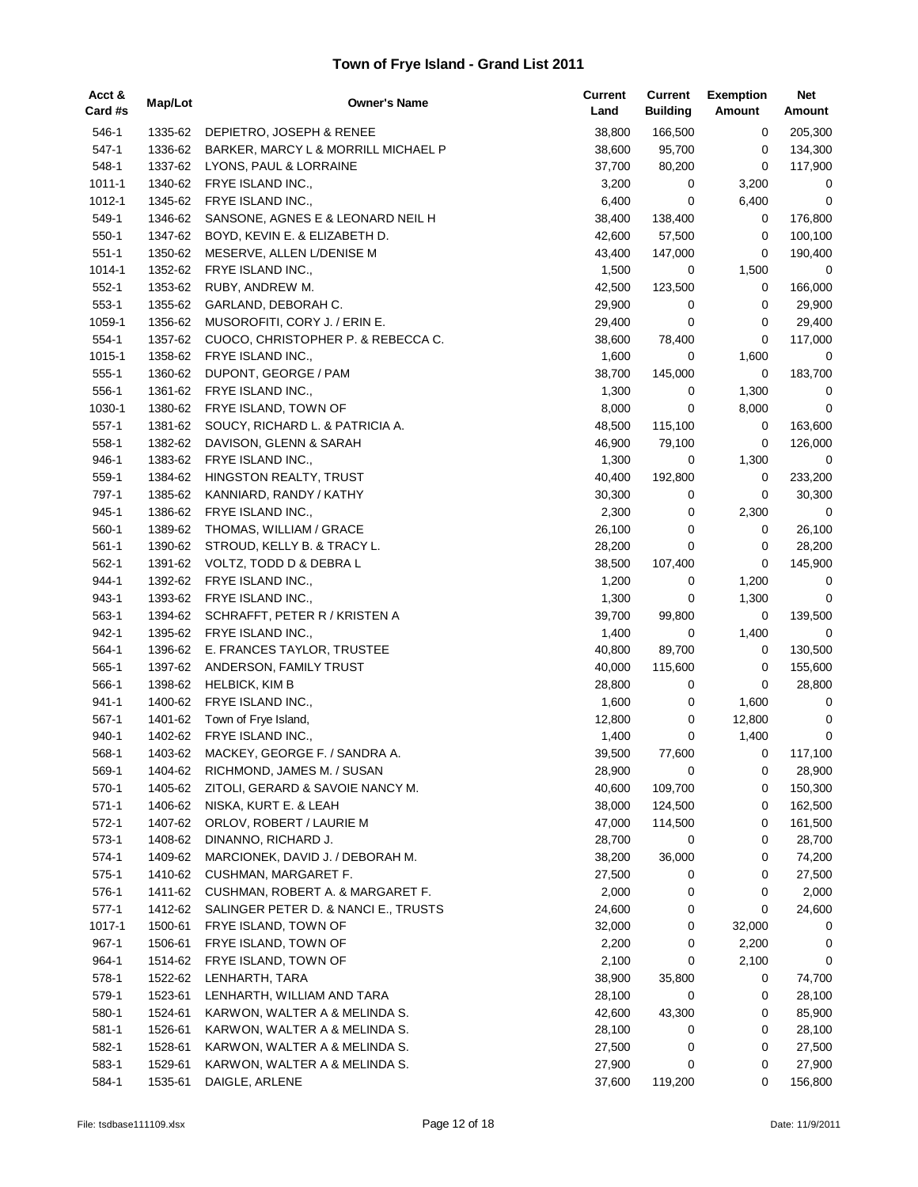# Town of Frye Island - Grand List 2011

| Acct & Card #s | Map/Lot | Owner's Name | Current Land | Current Building | Exemption Amount | Net Amount |
|---|---|---|---|---|---|---|
| 546-1 | 1335-62 | DEPIETRO, JOSEPH & RENEE | 38,800 | 166,500 | 0 | 205,300 |
| 547-1 | 1336-62 | BARKER, MARCY L & MORRILL MICHAEL P | 38,600 | 95,700 | 0 | 134,300 |
| 548-1 | 1337-62 | LYONS, PAUL & LORRAINE | 37,700 | 80,200 | 0 | 117,900 |
| 1011-1 | 1340-62 | FRYE ISLAND INC., | 3,200 | 0 | 3,200 | 0 |
| 1012-1 | 1345-62 | FRYE ISLAND INC., | 6,400 | 0 | 6,400 | 0 |
| 549-1 | 1346-62 | SANSONE, AGNES E & LEONARD NEIL H | 38,400 | 138,400 | 0 | 176,800 |
| 550-1 | 1347-62 | BOYD, KEVIN E. & ELIZABETH D. | 42,600 | 57,500 | 0 | 100,100 |
| 551-1 | 1350-62 | MESERVE, ALLEN L/DENISE M | 43,400 | 147,000 | 0 | 190,400 |
| 1014-1 | 1352-62 | FRYE ISLAND INC., | 1,500 | 0 | 1,500 | 0 |
| 552-1 | 1353-62 | RUBY, ANDREW M. | 42,500 | 123,500 | 0 | 166,000 |
| 553-1 | 1355-62 | GARLAND, DEBORAH C. | 29,900 | 0 | 0 | 29,900 |
| 1059-1 | 1356-62 | MUSOROFITI, CORY J. / ERIN E. | 29,400 | 0 | 0 | 29,400 |
| 554-1 | 1357-62 | CUOCO, CHRISTOPHER P. & REBECCA C. | 38,600 | 78,400 | 0 | 117,000 |
| 1015-1 | 1358-62 | FRYE ISLAND INC., | 1,600 | 0 | 1,600 | 0 |
| 555-1 | 1360-62 | DUPONT, GEORGE / PAM | 38,700 | 145,000 | 0 | 183,700 |
| 556-1 | 1361-62 | FRYE ISLAND INC., | 1,300 | 0 | 1,300 | 0 |
| 1030-1 | 1380-62 | FRYE ISLAND, TOWN OF | 8,000 | 0 | 8,000 | 0 |
| 557-1 | 1381-62 | SOUCY, RICHARD L. & PATRICIA A. | 48,500 | 115,100 | 0 | 163,600 |
| 558-1 | 1382-62 | DAVISON, GLENN & SARAH | 46,900 | 79,100 | 0 | 126,000 |
| 946-1 | 1383-62 | FRYE ISLAND INC., | 1,300 | 0 | 1,300 | 0 |
| 559-1 | 1384-62 | HINGSTON REALTY, TRUST | 40,400 | 192,800 | 0 | 233,200 |
| 797-1 | 1385-62 | KANNIARD, RANDY / KATHY | 30,300 | 0 | 0 | 30,300 |
| 945-1 | 1386-62 | FRYE ISLAND INC., | 2,300 | 0 | 2,300 | 0 |
| 560-1 | 1389-62 | THOMAS, WILLIAM / GRACE | 26,100 | 0 | 0 | 26,100 |
| 561-1 | 1390-62 | STROUD, KELLY B. & TRACY L. | 28,200 | 0 | 0 | 28,200 |
| 562-1 | 1391-62 | VOLTZ, TODD D & DEBRA L | 38,500 | 107,400 | 0 | 145,900 |
| 944-1 | 1392-62 | FRYE ISLAND INC., | 1,200 | 0 | 1,200 | 0 |
| 943-1 | 1393-62 | FRYE ISLAND INC., | 1,300 | 0 | 1,300 | 0 |
| 563-1 | 1394-62 | SCHRAFFT, PETER R / KRISTEN A | 39,700 | 99,800 | 0 | 139,500 |
| 942-1 | 1395-62 | FRYE ISLAND INC., | 1,400 | 0 | 1,400 | 0 |
| 564-1 | 1396-62 | E. FRANCES TAYLOR, TRUSTEE | 40,800 | 89,700 | 0 | 130,500 |
| 565-1 | 1397-62 | ANDERSON, FAMILY TRUST | 40,000 | 115,600 | 0 | 155,600 |
| 566-1 | 1398-62 | HELBICK, KIM B | 28,800 | 0 | 0 | 28,800 |
| 941-1 | 1400-62 | FRYE ISLAND INC., | 1,600 | 0 | 1,600 | 0 |
| 567-1 | 1401-62 | Town of Frye Island, | 12,800 | 0 | 12,800 | 0 |
| 940-1 | 1402-62 | FRYE ISLAND INC., | 1,400 | 0 | 1,400 | 0 |
| 568-1 | 1403-62 | MACKEY, GEORGE F. / SANDRA A. | 39,500 | 77,600 | 0 | 117,100 |
| 569-1 | 1404-62 | RICHMOND, JAMES M. / SUSAN | 28,900 | 0 | 0 | 28,900 |
| 570-1 | 1405-62 | ZITOLI, GERARD & SAVOIE NANCY M. | 40,600 | 109,700 | 0 | 150,300 |
| 571-1 | 1406-62 | NISKA, KURT E. & LEAH | 38,000 | 124,500 | 0 | 162,500 |
| 572-1 | 1407-62 | ORLOV, ROBERT / LAURIE M | 47,000 | 114,500 | 0 | 161,500 |
| 573-1 | 1408-62 | DINANNO, RICHARD J. | 28,700 | 0 | 0 | 28,700 |
| 574-1 | 1409-62 | MARCIONEK, DAVID J. / DEBORAH M. | 38,200 | 36,000 | 0 | 74,200 |
| 575-1 | 1410-62 | CUSHMAN, MARGARET F. | 27,500 | 0 | 0 | 27,500 |
| 576-1 | 1411-62 | CUSHMAN, ROBERT A. & MARGARET F. | 2,000 | 0 | 0 | 2,000 |
| 577-1 | 1412-62 | SALINGER PETER D. & NANCI E., TRUSTS | 24,600 | 0 | 0 | 24,600 |
| 1017-1 | 1500-61 | FRYE ISLAND, TOWN OF | 32,000 | 0 | 32,000 | 0 |
| 967-1 | 1506-61 | FRYE ISLAND, TOWN OF | 2,200 | 0 | 2,200 | 0 |
| 964-1 | 1514-62 | FRYE ISLAND, TOWN OF | 2,100 | 0 | 2,100 | 0 |
| 578-1 | 1522-62 | LENHARTH, TARA | 38,900 | 35,800 | 0 | 74,700 |
| 579-1 | 1523-61 | LENHARTH, WILLIAM AND TARA | 28,100 | 0 | 0 | 28,100 |
| 580-1 | 1524-61 | KARWON, WALTER A & MELINDA S. | 42,600 | 43,300 | 0 | 85,900 |
| 581-1 | 1526-61 | KARWON, WALTER A & MELINDA S. | 28,100 | 0 | 0 | 28,100 |
| 582-1 | 1528-61 | KARWON, WALTER A & MELINDA S. | 27,500 | 0 | 0 | 27,500 |
| 583-1 | 1529-61 | KARWON, WALTER A & MELINDA S. | 27,900 | 0 | 0 | 27,900 |
| 584-1 | 1535-61 | DAIGLE, ARLENE | 37,600 | 119,200 | 0 | 156,800 |

File: tsdbase111109.xlsx Date: 11/9/2011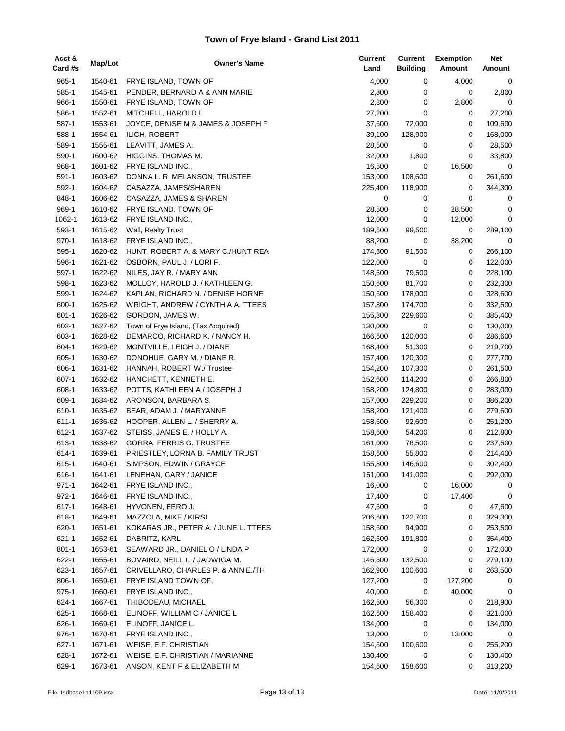# Town of Frye Island - Grand List 2011

| Acct & Card #s | Map/Lot | Owner's Name | Current Land | Current Building | Exemption Amount | Net Amount |
|---|---|---|---|---|---|---|
| 965-1 | 1540-61 | FRYE ISLAND, TOWN OF | 4,000 | 0 | 4,000 | 0 |
| 585-1 | 1545-61 | PENDER, BERNARD A & ANN MARIE | 2,800 | 0 | 0 | 2,800 |
| 966-1 | 1550-61 | FRYE ISLAND, TOWN OF | 2,800 | 0 | 2,800 | 0 |
| 586-1 | 1552-61 | MITCHELL, HAROLD I. | 27,200 | 0 | 0 | 27,200 |
| 587-1 | 1553-61 | JOYCE, DENISE M & JAMES & JOSEPH F | 37,600 | 72,000 | 0 | 109,600 |
| 588-1 | 1554-61 | ILICH, ROBERT | 39,100 | 128,900 | 0 | 168,000 |
| 589-1 | 1555-61 | LEAVITT, JAMES A. | 28,500 | 0 | 0 | 28,500 |
| 590-1 | 1600-62 | HIGGINS, THOMAS M. | 32,000 | 1,800 | 0 | 33,800 |
| 968-1 | 1601-62 | FRYE ISLAND INC., | 16,500 | 0 | 16,500 | 0 |
| 591-1 | 1603-62 | DONNA L. R. MELANSON, TRUSTEE | 153,000 | 108,600 | 0 | 261,600 |
| 592-1 | 1604-62 | CASAZZA, JAMES/SHAREN | 225,400 | 118,900 | 0 | 344,300 |
| 848-1 | 1606-62 | CASAZZA, JAMES & SHAREN | 0 | 0 | 0 | 0 |
| 969-1 | 1610-62 | FRYE ISLAND, TOWN OF | 28,500 | 0 | 28,500 | 0 |
| 1062-1 | 1613-62 | FRYE ISLAND INC., | 12,000 | 0 | 12,000 | 0 |
| 593-1 | 1615-62 | Wall, Realty Trust | 189,600 | 99,500 | 0 | 289,100 |
| 970-1 | 1618-62 | FRYE ISLAND INC., | 88,200 | 0 | 88,200 | 0 |
| 595-1 | 1620-62 | HUNT, ROBERT A. & MARY C./HUNT REA | 174,600 | 91,500 | 0 | 266,100 |
| 596-1 | 1621-62 | OSBORN, PAUL J. / LORI F. | 122,000 | 0 | 0 | 122,000 |
| 597-1 | 1622-62 | NILES, JAY R. / MARY ANN | 148,600 | 79,500 | 0 | 228,100 |
| 598-1 | 1623-62 | MOLLOY, HAROLD J. / KATHLEEN G. | 150,600 | 81,700 | 0 | 232,300 |
| 599-1 | 1624-62 | KAPLAN, RICHARD N. / DENISE HORNE | 150,600 | 178,000 | 0 | 328,600 |
| 600-1 | 1625-62 | WRIGHT, ANDREW / CYNTHIA A. TTEES | 157,800 | 174,700 | 0 | 332,500 |
| 601-1 | 1626-62 | GORDON, JAMES W. | 155,800 | 229,600 | 0 | 385,400 |
| 602-1 | 1627-62 | Town of Frye Island, (Tax Acquired) | 130,000 | 0 | 0 | 130,000 |
| 603-1 | 1628-62 | DEMARCO, RICHARD K. / NANCY H. | 166,600 | 120,000 | 0 | 286,600 |
| 604-1 | 1629-62 | MONTVILLE, LEIGH J. / DIANE | 168,400 | 51,300 | 0 | 219,700 |
| 605-1 | 1630-62 | DONOHUE, GARY M. / DIANE R. | 157,400 | 120,300 | 0 | 277,700 |
| 606-1 | 1631-62 | HANNAH, ROBERT W./ Trustee | 154,200 | 107,300 | 0 | 261,500 |
| 607-1 | 1632-62 | HANCHETT, KENNETH E. | 152,600 | 114,200 | 0 | 266,800 |
| 608-1 | 1633-62 | POTTS, KATHLEEN A / JOSEPH J | 158,200 | 124,800 | 0 | 283,000 |
| 609-1 | 1634-62 | ARONSON, BARBARA S. | 157,000 | 229,200 | 0 | 386,200 |
| 610-1 | 1635-62 | BEAR, ADAM J. / MARYANNE | 158,200 | 121,400 | 0 | 279,600 |
| 611-1 | 1636-62 | HOOPER, ALLEN L. / SHERRY A. | 158,600 | 92,600 | 0 | 251,200 |
| 612-1 | 1637-62 | STEISS, JAMES E. / HOLLY A. | 158,600 | 54,200 | 0 | 212,800 |
| 613-1 | 1638-62 | GORRA, FERRIS G. TRUSTEE | 161,000 | 76,500 | 0 | 237,500 |
| 614-1 | 1639-61 | PRIESTLEY, LORNA B. FAMILY TRUST | 158,600 | 55,800 | 0 | 214,400 |
| 615-1 | 1640-61 | SIMPSON, EDWIN / GRAYCE | 155,800 | 146,600 | 0 | 302,400 |
| 616-1 | 1641-61 | LENEHAN, GARY / JANICE | 151,000 | 141,000 | 0 | 292,000 |
| 971-1 | 1642-61 | FRYE ISLAND INC., | 16,000 | 0 | 16,000 | 0 |
| 972-1 | 1646-61 | FRYE ISLAND INC., | 17,400 | 0 | 17,400 | 0 |
| 617-1 | 1648-61 | HYVONEN, EERO J. | 47,600 | 0 | 0 | 47,600 |
| 618-1 | 1649-61 | MAZZOLA, MIKE / KIRSI | 206,600 | 122,700 | 0 | 329,300 |
| 620-1 | 1651-61 | KOKARAS JR., PETER A. / JUNE L. TTEES | 158,600 | 94,900 | 0 | 253,500 |
| 621-1 | 1652-61 | DABRITZ, KARL | 162,600 | 191,800 | 0 | 354,400 |
| 801-1 | 1653-61 | SEAWARD JR., DANIEL O / LINDA P | 172,000 | 0 | 0 | 172,000 |
| 622-1 | 1655-61 | BOVAIRD, NEILL L. / JADWIGA M. | 146,600 | 132,500 | 0 | 279,100 |
| 623-1 | 1657-61 | CRIVELLARO, CHARLES P. & ANN E./TH | 162,900 | 100,600 | 0 | 263,500 |
| 806-1 | 1659-61 | FRYE ISLAND TOWN OF, | 127,200 | 0 | 127,200 | 0 |
| 975-1 | 1660-61 | FRYE ISLAND INC., | 40,000 | 0 | 40,000 | 0 |
| 624-1 | 1667-61 | THIBODEAU, MICHAEL | 162,600 | 56,300 | 0 | 218,900 |
| 625-1 | 1668-61 | ELINOFF, WILLIAM C / JANICE L | 162,600 | 158,400 | 0 | 321,000 |
| 626-1 | 1669-61 | ELINOFF, JANICE L. | 134,000 | 0 | 0 | 134,000 |
| 976-1 | 1670-61 | FRYE ISLAND INC., | 13,000 | 0 | 13,000 | 0 |
| 627-1 | 1671-61 | WEISE, E.F. CHRISTIAN | 154,600 | 100,600 | 0 | 255,200 |
| 628-1 | 1672-61 | WEISE, E.F. CHRISTIAN / MARIANNE | 130,400 | 0 | 0 | 130,400 |
| 629-1 | 1673-61 | ANSON, KENT F & ELIZABETH M | 154,600 | 158,600 | 0 | 313,200 |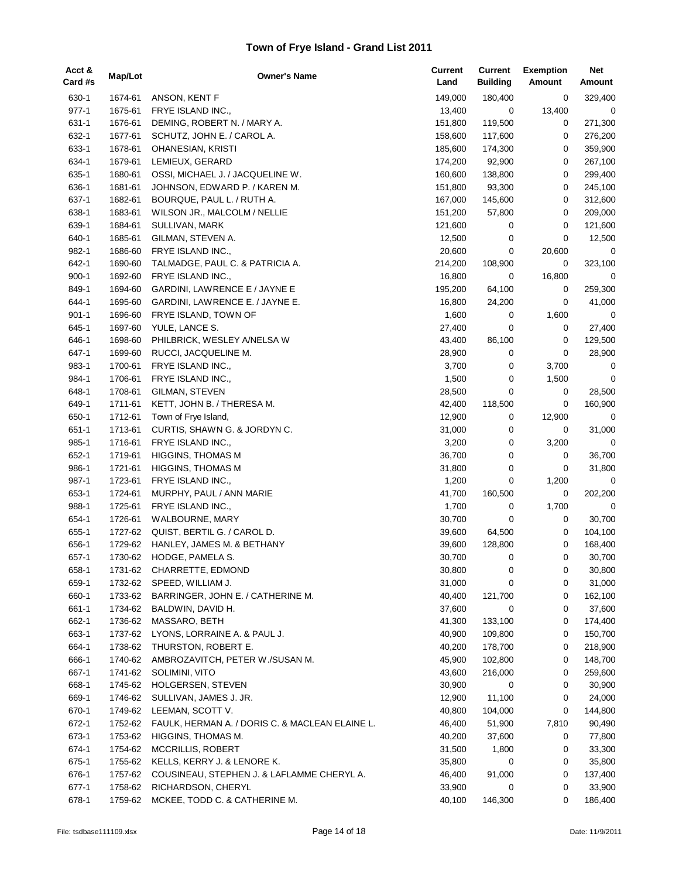# Town of Frye Island - Grand List 2011

| Acct & Card #s | Map/Lot | Owner's Name | Current Land | Current Building | Exemption Amount | Net Amount |
|---|---|---|---|---|---|---|
| 630-1 | 1674-61 | ANSON, KENT F | 149,000 | 180,400 | 0 | 329,400 |
| 977-1 | 1675-61 | FRYE ISLAND INC., | 13,400 | 0 | 13,400 | 0 |
| 631-1 | 1676-61 | DEMING, ROBERT N. / MARY A. | 151,800 | 119,500 | 0 | 271,300 |
| 632-1 | 1677-61 | SCHUTZ, JOHN E. / CAROL A. | 158,600 | 117,600 | 0 | 276,200 |
| 633-1 | 1678-61 | OHANESIAN, KRISTI | 185,600 | 174,300 | 0 | 359,900 |
| 634-1 | 1679-61 | LEMIEUX, GERARD | 174,200 | 92,900 | 0 | 267,100 |
| 635-1 | 1680-61 | OSSI, MICHAEL J. / JACQUELINE W. | 160,600 | 138,800 | 0 | 299,400 |
| 636-1 | 1681-61 | JOHNSON, EDWARD P. / KAREN M. | 151,800 | 93,300 | 0 | 245,100 |
| 637-1 | 1682-61 | BOURQUE, PAUL L. / RUTH A. | 167,000 | 145,600 | 0 | 312,600 |
| 638-1 | 1683-61 | WILSON JR., MALCOLM / NELLIE | 151,200 | 57,800 | 0 | 209,000 |
| 639-1 | 1684-61 | SULLIVAN, MARK | 121,600 | 0 | 0 | 121,600 |
| 640-1 | 1685-61 | GILMAN, STEVEN A. | 12,500 | 0 | 0 | 12,500 |
| 982-1 | 1686-60 | FRYE ISLAND INC., | 20,600 | 0 | 20,600 | 0 |
| 642-1 | 1690-60 | TALMADGE, PAUL C. & PATRICIA A. | 214,200 | 108,900 | 0 | 323,100 |
| 900-1 | 1692-60 | FRYE ISLAND INC., | 16,800 | 0 | 16,800 | 0 |
| 849-1 | 1694-60 | GARDINI, LAWRENCE E / JAYNE E | 195,200 | 64,100 | 0 | 259,300 |
| 644-1 | 1695-60 | GARDINI, LAWRENCE E. / JAYNE E. | 16,800 | 24,200 | 0 | 41,000 |
| 901-1 | 1696-60 | FRYE ISLAND, TOWN OF | 1,600 | 0 | 1,600 | 0 |
| 645-1 | 1697-60 | YULE, LANCE S. | 27,400 | 0 | 0 | 27,400 |
| 646-1 | 1698-60 | PHILBRICK, WESLEY A/NELSA W | 43,400 | 86,100 | 0 | 129,500 |
| 647-1 | 1699-60 | RUCCI, JACQUELINE M. | 28,900 | 0 | 0 | 28,900 |
| 983-1 | 1700-61 | FRYE ISLAND INC., | 3,700 | 0 | 3,700 | 0 |
| 984-1 | 1706-61 | FRYE ISLAND INC., | 1,500 | 0 | 1,500 | 0 |
| 648-1 | 1708-61 | GILMAN, STEVEN | 28,500 | 0 | 0 | 28,500 |
| 649-1 | 1711-61 | KETT, JOHN B. / THERESA M. | 42,400 | 118,500 | 0 | 160,900 |
| 650-1 | 1712-61 | Town of Frye Island, | 12,900 | 0 | 12,900 | 0 |
| 651-1 | 1713-61 | CURTIS, SHAWN G. & JORDYN C. | 31,000 | 0 | 0 | 31,000 |
| 985-1 | 1716-61 | FRYE ISLAND INC., | 3,200 | 0 | 3,200 | 0 |
| 652-1 | 1719-61 | HIGGINS, THOMAS M | 36,700 | 0 | 0 | 36,700 |
| 986-1 | 1721-61 | HIGGINS, THOMAS M | 31,800 | 0 | 0 | 31,800 |
| 987-1 | 1723-61 | FRYE ISLAND INC., | 1,200 | 0 | 1,200 | 0 |
| 653-1 | 1724-61 | MURPHY, PAUL / ANN MARIE | 41,700 | 160,500 | 0 | 202,200 |
| 988-1 | 1725-61 | FRYE ISLAND INC., | 1,700 | 0 | 1,700 | 0 |
| 654-1 | 1726-61 | WALBOURNE, MARY | 30,700 | 0 | 0 | 30,700 |
| 655-1 | 1727-62 | QUIST, BERTIL G. / CAROL D. | 39,600 | 64,500 | 0 | 104,100 |
| 656-1 | 1729-62 | HANLEY, JAMES M. & BETHANY | 39,600 | 128,800 | 0 | 168,400 |
| 657-1 | 1730-62 | HODGE, PAMELA S. | 30,700 | 0 | 0 | 30,700 |
| 658-1 | 1731-62 | CHARRETTE, EDMOND | 30,800 | 0 | 0 | 30,800 |
| 659-1 | 1732-62 | SPEED, WILLIAM J. | 31,000 | 0 | 0 | 31,000 |
| 660-1 | 1733-62 | BARRINGER, JOHN E. / CATHERINE M. | 40,400 | 121,700 | 0 | 162,100 |
| 661-1 | 1734-62 | BALDWIN, DAVID H. | 37,600 | 0 | 0 | 37,600 |
| 662-1 | 1736-62 | MASSARO, BETH | 41,300 | 133,100 | 0 | 174,400 |
| 663-1 | 1737-62 | LYONS, LORRAINE A. & PAUL J. | 40,900 | 109,800 | 0 | 150,700 |
| 664-1 | 1738-62 | THURSTON, ROBERT E. | 40,200 | 178,700 | 0 | 218,900 |
| 666-1 | 1740-62 | AMBROZAVITCH, PETER W./SUSAN M. | 45,900 | 102,800 | 0 | 148,700 |
| 667-1 | 1741-62 | SOLIMINI, VITO | 43,600 | 216,000 | 0 | 259,600 |
| 668-1 | 1745-62 | HOLGERSEN, STEVEN | 30,900 | 0 | 0 | 30,900 |
| 669-1 | 1746-62 | SULLIVAN, JAMES J. JR. | 12,900 | 11,100 | 0 | 24,000 |
| 670-1 | 1749-62 | LEEMAN, SCOTT V. | 40,800 | 104,000 | 0 | 144,800 |
| 672-1 | 1752-62 | FAULK, HERMAN A. / DORIS C. & MACLEAN ELAINE L. | 46,400 | 51,900 | 7,810 | 90,490 |
| 673-1 | 1753-62 | HIGGINS, THOMAS M. | 40,200 | 37,600 | 0 | 77,800 |
| 674-1 | 1754-62 | MCCRILLIS, ROBERT | 31,500 | 1,800 | 0 | 33,300 |
| 675-1 | 1755-62 | KELLS, KERRY J. & LENORE K. | 35,800 | 0 | 0 | 35,800 |
| 676-1 | 1757-62 | COUSINEAU, STEPHEN J. & LAFLAMME CHERYL A. | 46,400 | 91,000 | 0 | 137,400 |
| 677-1 | 1758-62 | RICHARDSON, CHERYL | 33,900 | 0 | 0 | 33,900 |
| 678-1 | 1759-62 | MCKEE, TODD C. & CATHERINE M. | 40,100 | 146,300 | 0 | 186,400 |

File: tsdbase111109.xlsx Date: 11/9/2011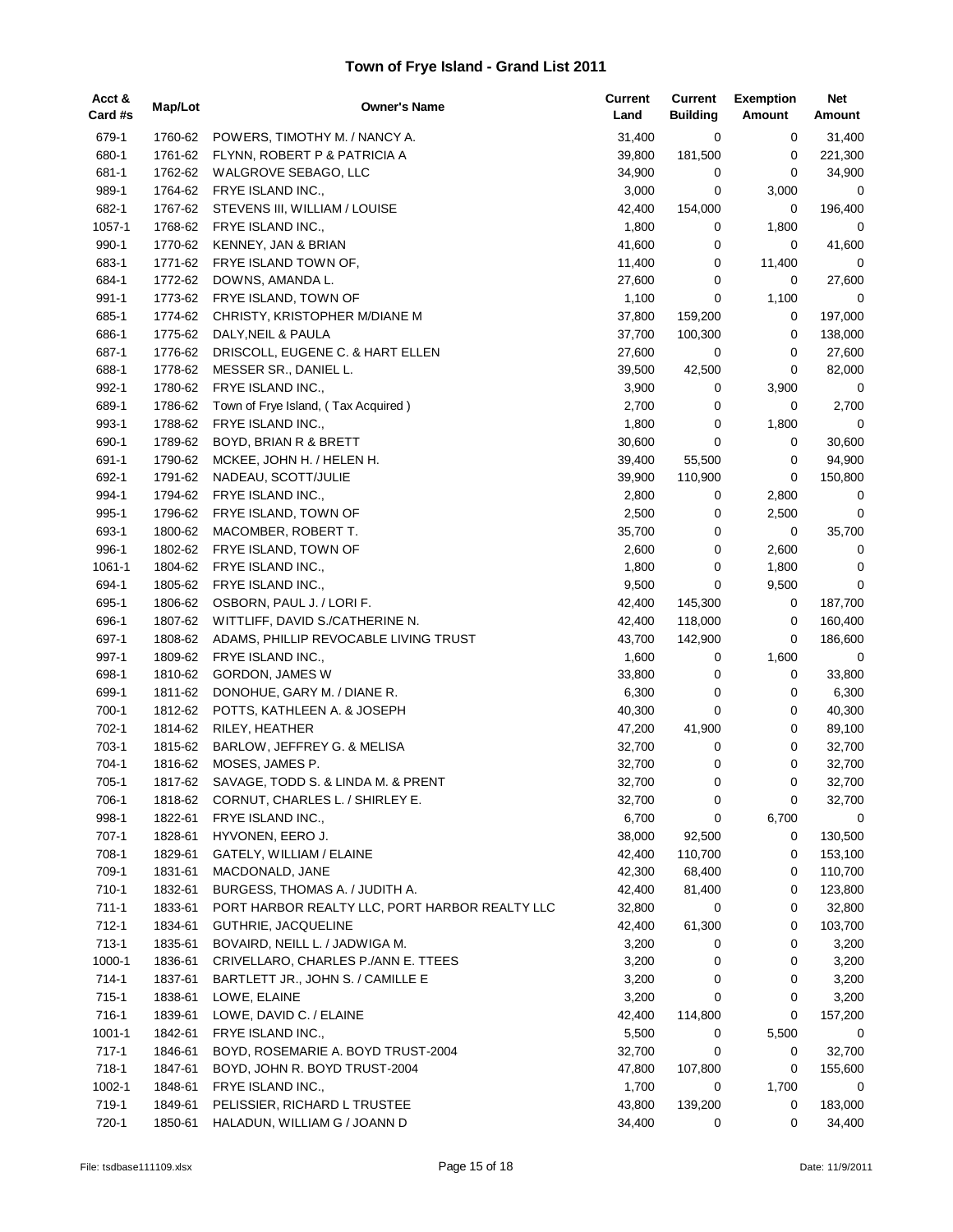# Town of Frye Island - Grand List 2011

| Acct & Card #s | Map/Lot | Owner's Name | Current Land | Current Building | Exemption Amount | Net Amount |
|---|---|---|---|---|---|---|
| 679-1 | 1760-62 | POWERS, TIMOTHY M. / NANCY A. | 31,400 | 0 | 0 | 31,400 |
| 680-1 | 1761-62 | FLYNN, ROBERT P & PATRICIA A | 39,800 | 181,500 | 0 | 221,300 |
| 681-1 | 1762-62 | WALGROVE SEBAGO, LLC | 34,900 | 0 | 0 | 34,900 |
| 989-1 | 1764-62 | FRYE ISLAND INC., | 3,000 | 0 | 3,000 | 0 |
| 682-1 | 1767-62 | STEVENS III, WILLIAM / LOUISE | 42,400 | 154,000 | 0 | 196,400 |
| 1057-1 | 1768-62 | FRYE ISLAND INC., | 1,800 | 0 | 1,800 | 0 |
| 990-1 | 1770-62 | KENNEY, JAN & BRIAN | 41,600 | 0 | 0 | 41,600 |
| 683-1 | 1771-62 | FRYE ISLAND TOWN OF, | 11,400 | 0 | 11,400 | 0 |
| 684-1 | 1772-62 | DOWNS, AMANDA L. | 27,600 | 0 | 0 | 27,600 |
| 991-1 | 1773-62 | FRYE ISLAND, TOWN OF | 1,100 | 0 | 1,100 | 0 |
| 685-1 | 1774-62 | CHRISTY, KRISTOPHER M/DIANE M | 37,800 | 159,200 | 0 | 197,000 |
| 686-1 | 1775-62 | DALY,NEIL & PAULA | 37,700 | 100,300 | 0 | 138,000 |
| 687-1 | 1776-62 | DRISCOLL, EUGENE C. & HART ELLEN | 27,600 | 0 | 0 | 27,600 |
| 688-1 | 1778-62 | MESSER SR., DANIEL L. | 39,500 | 42,500 | 0 | 82,000 |
| 992-1 | 1780-62 | FRYE ISLAND INC., | 3,900 | 0 | 3,900 | 0 |
| 689-1 | 1786-62 | Town of Frye Island, ( Tax Acquired ) | 2,700 | 0 | 0 | 2,700 |
| 993-1 | 1788-62 | FRYE ISLAND INC., | 1,800 | 0 | 1,800 | 0 |
| 690-1 | 1789-62 | BOYD, BRIAN R & BRETT | 30,600 | 0 | 0 | 30,600 |
| 691-1 | 1790-62 | MCKEE, JOHN H. / HELEN H. | 39,400 | 55,500 | 0 | 94,900 |
| 692-1 | 1791-62 | NADEAU, SCOTT/JULIE | 39,900 | 110,900 | 0 | 150,800 |
| 994-1 | 1794-62 | FRYE ISLAND INC., | 2,800 | 0 | 2,800 | 0 |
| 995-1 | 1796-62 | FRYE ISLAND, TOWN OF | 2,500 | 0 | 2,500 | 0 |
| 693-1 | 1800-62 | MACOMBER, ROBERT T. | 35,700 | 0 | 0 | 35,700 |
| 996-1 | 1802-62 | FRYE ISLAND, TOWN OF | 2,600 | 0 | 2,600 | 0 |
| 1061-1 | 1804-62 | FRYE ISLAND INC., | 1,800 | 0 | 1,800 | 0 |
| 694-1 | 1805-62 | FRYE ISLAND INC., | 9,500 | 0 | 9,500 | 0 |
| 695-1 | 1806-62 | OSBORN, PAUL J. / LORI F. | 42,400 | 145,300 | 0 | 187,700 |
| 696-1 | 1807-62 | WITTLIFF, DAVID S./CATHERINE N. | 42,400 | 118,000 | 0 | 160,400 |
| 697-1 | 1808-62 | ADAMS, PHILLIP REVOCABLE LIVING TRUST | 43,700 | 142,900 | 0 | 186,600 |
| 997-1 | 1809-62 | FRYE ISLAND INC., | 1,600 | 0 | 1,600 | 0 |
| 698-1 | 1810-62 | GORDON, JAMES W | 33,800 | 0 | 0 | 33,800 |
| 699-1 | 1811-62 | DONOHUE, GARY M. / DIANE R. | 6,300 | 0 | 0 | 6,300 |
| 700-1 | 1812-62 | POTTS, KATHLEEN A. & JOSEPH | 40,300 | 0 | 0 | 40,300 |
| 702-1 | 1814-62 | RILEY, HEATHER | 47,200 | 41,900 | 0 | 89,100 |
| 703-1 | 1815-62 | BARLOW, JEFFREY G. & MELISA | 32,700 | 0 | 0 | 32,700 |
| 704-1 | 1816-62 | MOSES, JAMES P. | 32,700 | 0 | 0 | 32,700 |
| 705-1 | 1817-62 | SAVAGE, TODD S. & LINDA M. & PRENT | 32,700 | 0 | 0 | 32,700 |
| 706-1 | 1818-62 | CORNUT, CHARLES L. / SHIRLEY E. | 32,700 | 0 | 0 | 32,700 |
| 998-1 | 1822-61 | FRYE ISLAND INC., | 6,700 | 0 | 6,700 | 0 |
| 707-1 | 1828-61 | HYVONEN, EERO J. | 38,000 | 92,500 | 0 | 130,500 |
| 708-1 | 1829-61 | GATELY, WILLIAM / ELAINE | 42,400 | 110,700 | 0 | 153,100 |
| 709-1 | 1831-61 | MACDONALD, JANE | 42,300 | 68,400 | 0 | 110,700 |
| 710-1 | 1832-61 | BURGESS, THOMAS A. / JUDITH A. | 42,400 | 81,400 | 0 | 123,800 |
| 711-1 | 1833-61 | PORT HARBOR REALTY LLC, PORT HARBOR REALTY LLC | 32,800 | 0 | 0 | 32,800 |
| 712-1 | 1834-61 | GUTHRIE, JACQUELINE | 42,400 | 61,300 | 0 | 103,700 |
| 713-1 | 1835-61 | BOVAIRD, NEILL L. / JADWIGA M. | 3,200 | 0 | 0 | 3,200 |
| 1000-1 | 1836-61 | CRIVELLARO, CHARLES P./ANN E. TTEES | 3,200 | 0 | 0 | 3,200 |
| 714-1 | 1837-61 | BARTLETT JR., JOHN S. / CAMILLE E | 3,200 | 0 | 0 | 3,200 |
| 715-1 | 1838-61 | LOWE, ELAINE | 3,200 | 0 | 0 | 3,200 |
| 716-1 | 1839-61 | LOWE, DAVID C. / ELAINE | 42,400 | 114,800 | 0 | 157,200 |
| 1001-1 | 1842-61 | FRYE ISLAND INC., | 5,500 | 0 | 5,500 | 0 |
| 717-1 | 1846-61 | BOYD, ROSEMARIE A. BOYD TRUST-2004 | 32,700 | 0 | 0 | 32,700 |
| 718-1 | 1847-61 | BOYD, JOHN R. BOYD TRUST-2004 | 47,800 | 107,800 | 0 | 155,600 |
| 1002-1 | 1848-61 | FRYE ISLAND INC., | 1,700 | 0 | 1,700 | 0 |
| 719-1 | 1849-61 | PELISSIER, RICHARD L TRUSTEE | 43,800 | 139,200 | 0 | 183,000 |
| 720-1 | 1850-61 | HALADUN, WILLIAM G / JOANN D | 34,400 | 0 | 0 | 34,400 |

File: tsdbase111109.xlsx  Date: 11/9/2011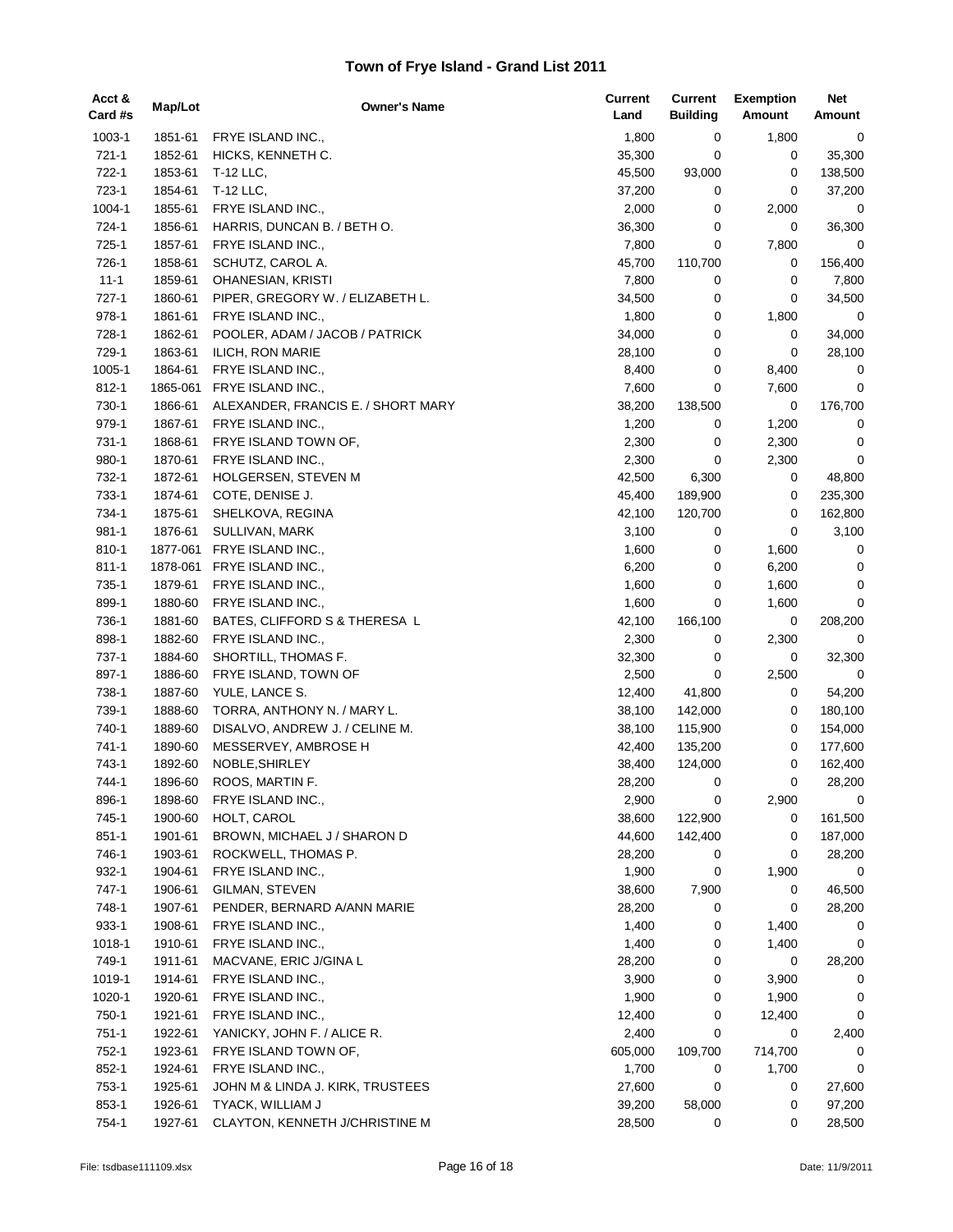# Town of Frye Island - Grand List 2011

| Acct & Card #s | Map/Lot | Owner's Name | Current Land | Current Building | Exemption Amount | Net Amount |
|---|---|---|---|---|---|---|
| 1003-1 | 1851-61 | FRYE ISLAND INC., | 1,800 | 0 | 1,800 | 0 |
| 721-1 | 1852-61 | HICKS, KENNETH C. | 35,300 | 0 | 0 | 35,300 |
| 722-1 | 1853-61 | T-12 LLC, | 45,500 | 93,000 | 0 | 138,500 |
| 723-1 | 1854-61 | T-12 LLC, | 37,200 | 0 | 0 | 37,200 |
| 1004-1 | 1855-61 | FRYE ISLAND INC., | 2,000 | 0 | 2,000 | 0 |
| 724-1 | 1856-61 | HARRIS, DUNCAN B. / BETH O. | 36,300 | 0 | 0 | 36,300 |
| 725-1 | 1857-61 | FRYE ISLAND INC., | 7,800 | 0 | 7,800 | 0 |
| 726-1 | 1858-61 | SCHUTZ, CAROL A. | 45,700 | 110,700 | 0 | 156,400 |
| 11-1 | 1859-61 | OHANESIAN, KRISTI | 7,800 | 0 | 0 | 7,800 |
| 727-1 | 1860-61 | PIPER, GREGORY W. / ELIZABETH L. | 34,500 | 0 | 0 | 34,500 |
| 978-1 | 1861-61 | FRYE ISLAND INC., | 1,800 | 0 | 1,800 | 0 |
| 728-1 | 1862-61 | POOLER, ADAM / JACOB / PATRICK | 34,000 | 0 | 0 | 34,000 |
| 729-1 | 1863-61 | ILICH, RON MARIE | 28,100 | 0 | 0 | 28,100 |
| 1005-1 | 1864-61 | FRYE ISLAND INC., | 8,400 | 0 | 8,400 | 0 |
| 812-1 | 1865-061 | FRYE ISLAND INC., | 7,600 | 0 | 7,600 | 0 |
| 730-1 | 1866-61 | ALEXANDER, FRANCIS E. / SHORT MARY | 38,200 | 138,500 | 0 | 176,700 |
| 979-1 | 1867-61 | FRYE ISLAND INC., | 1,200 | 0 | 1,200 | 0 |
| 731-1 | 1868-61 | FRYE ISLAND TOWN OF, | 2,300 | 0 | 2,300 | 0 |
| 980-1 | 1870-61 | FRYE ISLAND INC., | 2,300 | 0 | 2,300 | 0 |
| 732-1 | 1872-61 | HOLGERSEN, STEVEN M | 42,500 | 6,300 | 0 | 48,800 |
| 733-1 | 1874-61 | COTE, DENISE J. | 45,400 | 189,900 | 0 | 235,300 |
| 734-1 | 1875-61 | SHELKOVA, REGINA | 42,100 | 120,700 | 0 | 162,800 |
| 981-1 | 1876-61 | SULLIVAN, MARK | 3,100 | 0 | 0 | 3,100 |
| 810-1 | 1877-061 | FRYE ISLAND INC., | 1,600 | 0 | 1,600 | 0 |
| 811-1 | 1878-061 | FRYE ISLAND INC., | 6,200 | 0 | 6,200 | 0 |
| 735-1 | 1879-61 | FRYE ISLAND INC., | 1,600 | 0 | 1,600 | 0 |
| 899-1 | 1880-60 | FRYE ISLAND INC., | 1,600 | 0 | 1,600 | 0 |
| 736-1 | 1881-60 | BATES, CLIFFORD S & THERESA L | 42,100 | 166,100 | 0 | 208,200 |
| 898-1 | 1882-60 | FRYE ISLAND INC., | 2,300 | 0 | 2,300 | 0 |
| 737-1 | 1884-60 | SHORTILL, THOMAS F. | 32,300 | 0 | 0 | 32,300 |
| 897-1 | 1886-60 | FRYE ISLAND, TOWN OF | 2,500 | 0 | 2,500 | 0 |
| 738-1 | 1887-60 | YULE, LANCE S. | 12,400 | 41,800 | 0 | 54,200 |
| 739-1 | 1888-60 | TORRA, ANTHONY N. / MARY L. | 38,100 | 142,000 | 0 | 180,100 |
| 740-1 | 1889-60 | DISALVO, ANDREW J. / CELINE M. | 38,100 | 115,900 | 0 | 154,000 |
| 741-1 | 1890-60 | MESSERVEY, AMBROSE H | 42,400 | 135,200 | 0 | 177,600 |
| 743-1 | 1892-60 | NOBLE,SHIRLEY | 38,400 | 124,000 | 0 | 162,400 |
| 744-1 | 1896-60 | ROOS, MARTIN F. | 28,200 | 0 | 0 | 28,200 |
| 896-1 | 1898-60 | FRYE ISLAND INC., | 2,900 | 0 | 2,900 | 0 |
| 745-1 | 1900-60 | HOLT, CAROL | 38,600 | 122,900 | 0 | 161,500 |
| 851-1 | 1901-61 | BROWN, MICHAEL J / SHARON D | 44,600 | 142,400 | 0 | 187,000 |
| 746-1 | 1903-61 | ROCKWELL, THOMAS P. | 28,200 | 0 | 0 | 28,200 |
| 932-1 | 1904-61 | FRYE ISLAND INC., | 1,900 | 0 | 1,900 | 0 |
| 747-1 | 1906-61 | GILMAN, STEVEN | 38,600 | 7,900 | 0 | 46,500 |
| 748-1 | 1907-61 | PENDER, BERNARD A/ANN MARIE | 28,200 | 0 | 0 | 28,200 |
| 933-1 | 1908-61 | FRYE ISLAND INC., | 1,400 | 0 | 1,400 | 0 |
| 1018-1 | 1910-61 | FRYE ISLAND INC., | 1,400 | 0 | 1,400 | 0 |
| 749-1 | 1911-61 | MACVANE, ERIC J/GINA L | 28,200 | 0 | 0 | 28,200 |
| 1019-1 | 1914-61 | FRYE ISLAND INC., | 3,900 | 0 | 3,900 | 0 |
| 1020-1 | 1920-61 | FRYE ISLAND INC., | 1,900 | 0 | 1,900 | 0 |
| 750-1 | 1921-61 | FRYE ISLAND INC., | 12,400 | 0 | 12,400 | 0 |
| 751-1 | 1922-61 | YANICKY, JOHN F. / ALICE R. | 2,400 | 0 | 0 | 2,400 |
| 752-1 | 1923-61 | FRYE ISLAND TOWN OF, | 605,000 | 109,700 | 714,700 | 0 |
| 852-1 | 1924-61 | FRYE ISLAND INC., | 1,700 | 0 | 1,700 | 0 |
| 753-1 | 1925-61 | JOHN M & LINDA J. KIRK, TRUSTEES | 27,600 | 0 | 0 | 27,600 |
| 853-1 | 1926-61 | TYACK, WILLIAM J | 39,200 | 58,000 | 0 | 97,200 |
| 754-1 | 1927-61 | CLAYTON, KENNETH J/CHRISTINE M | 28,500 | 0 | 0 | 28,500 |

File: tsdbase111109.xlsx | Date: 11/9/2011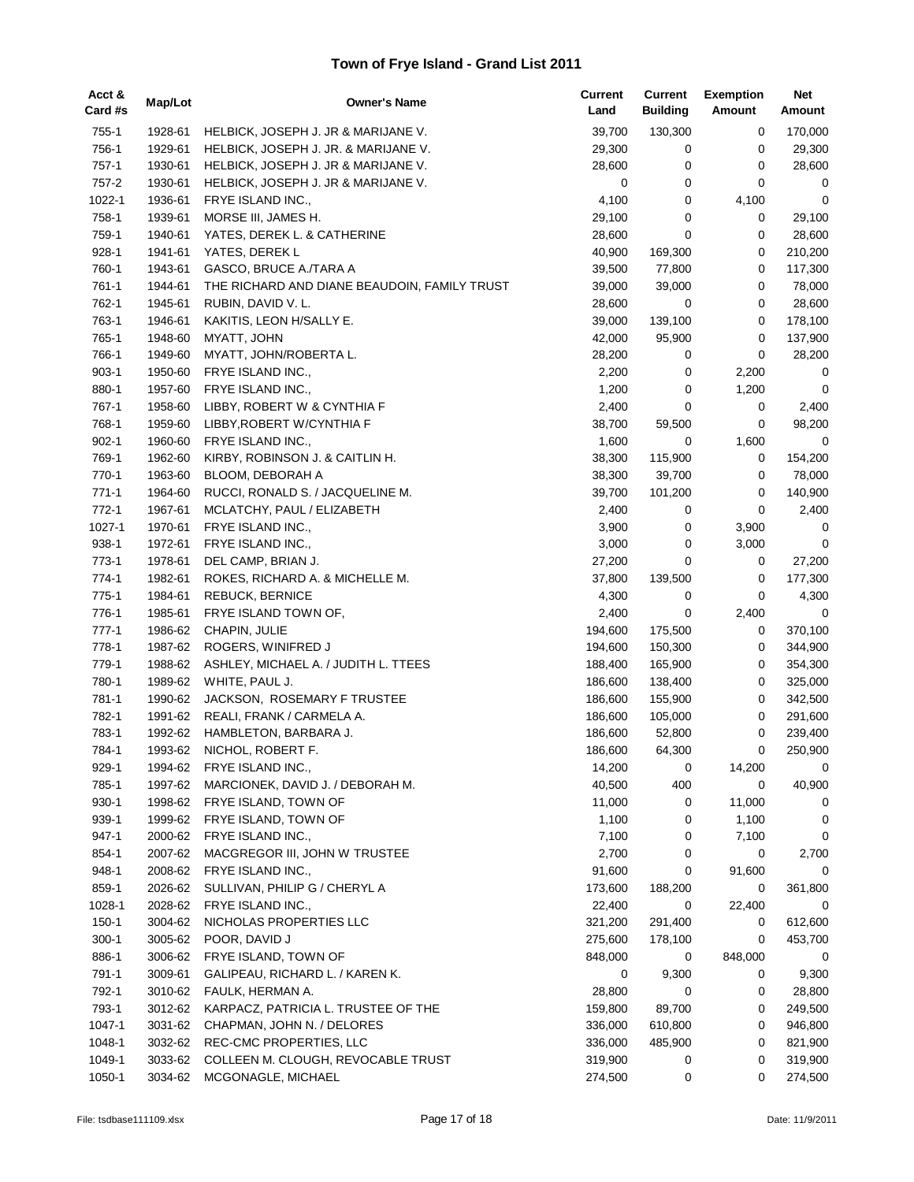# Town of Frye Island - Grand List 2011

| Acct & Card #s | Map/Lot | Owner's Name | Current Land | Current Building | Exemption Amount | Net Amount |
|---|---|---|---|---|---|---|
| 755-1 | 1928-61 | HELBICK, JOSEPH J. JR & MARIJANE V. | 39,700 | 130,300 | 0 | 170,000 |
| 756-1 | 1929-61 | HELBICK, JOSEPH J. JR. & MARIJANE V. | 29,300 | 0 | 0 | 29,300 |
| 757-1 | 1930-61 | HELBICK, JOSEPH J. JR & MARIJANE V. | 28,600 | 0 | 0 | 28,600 |
| 757-2 | 1930-61 | HELBICK, JOSEPH J. JR & MARIJANE V. | 0 | 0 | 0 | 0 |
| 1022-1 | 1936-61 | FRYE ISLAND INC., | 4,100 | 0 | 4,100 | 0 |
| 758-1 | 1939-61 | MORSE III, JAMES H. | 29,100 | 0 | 0 | 29,100 |
| 759-1 | 1940-61 | YATES, DEREK L. & CATHERINE | 28,600 | 0 | 0 | 28,600 |
| 928-1 | 1941-61 | YATES, DEREK L | 40,900 | 169,300 | 0 | 210,200 |
| 760-1 | 1943-61 | GASCO, BRUCE A./TARA A | 39,500 | 77,800 | 0 | 117,300 |
| 761-1 | 1944-61 | THE RICHARD AND DIANE BEAUDOIN, FAMILY TRUST | 39,000 | 39,000 | 0 | 78,000 |
| 762-1 | 1945-61 | RUBIN, DAVID V. L. | 28,600 | 0 | 0 | 28,600 |
| 763-1 | 1946-61 | KAKITIS, LEON H/SALLY E. | 39,000 | 139,100 | 0 | 178,100 |
| 765-1 | 1948-60 | MYATT, JOHN | 42,000 | 95,900 | 0 | 137,900 |
| 766-1 | 1949-60 | MYATT, JOHN/ROBERTA L. | 28,200 | 0 | 0 | 28,200 |
| 903-1 | 1950-60 | FRYE ISLAND INC., | 2,200 | 0 | 2,200 | 0 |
| 880-1 | 1957-60 | FRYE ISLAND INC., | 1,200 | 0 | 1,200 | 0 |
| 767-1 | 1958-60 | LIBBY, ROBERT W & CYNTHIA F | 2,400 | 0 | 0 | 2,400 |
| 768-1 | 1959-60 | LIBBY,ROBERT W/CYNTHIA F | 38,700 | 59,500 | 0 | 98,200 |
| 902-1 | 1960-60 | FRYE ISLAND INC., | 1,600 | 0 | 1,600 | 0 |
| 769-1 | 1962-60 | KIRBY, ROBINSON J. & CAITLIN H. | 38,300 | 115,900 | 0 | 154,200 |
| 770-1 | 1963-60 | BLOOM, DEBORAH A | 38,300 | 39,700 | 0 | 78,000 |
| 771-1 | 1964-60 | RUCCI, RONALD S. / JACQUELINE M. | 39,700 | 101,200 | 0 | 140,900 |
| 772-1 | 1967-61 | MCLATCHY, PAUL / ELIZABETH | 2,400 | 0 | 0 | 2,400 |
| 1027-1 | 1970-61 | FRYE ISLAND INC., | 3,900 | 0 | 3,900 | 0 |
| 938-1 | 1972-61 | FRYE ISLAND INC., | 3,000 | 0 | 3,000 | 0 |
| 773-1 | 1978-61 | DEL CAMP, BRIAN J. | 27,200 | 0 | 0 | 27,200 |
| 774-1 | 1982-61 | ROKES, RICHARD A. & MICHELLE M. | 37,800 | 139,500 | 0 | 177,300 |
| 775-1 | 1984-61 | REBUCK, BERNICE | 4,300 | 0 | 0 | 4,300 |
| 776-1 | 1985-61 | FRYE ISLAND TOWN OF, | 2,400 | 0 | 2,400 | 0 |
| 777-1 | 1986-62 | CHAPIN, JULIE | 194,600 | 175,500 | 0 | 370,100 |
| 778-1 | 1987-62 | ROGERS, WINIFRED J | 194,600 | 150,300 | 0 | 344,900 |
| 779-1 | 1988-62 | ASHLEY, MICHAEL A. / JUDITH L. TTEES | 188,400 | 165,900 | 0 | 354,300 |
| 780-1 | 1989-62 | WHITE, PAUL J. | 186,600 | 138,400 | 0 | 325,000 |
| 781-1 | 1990-62 | JACKSON, ROSEMARY F TRUSTEE | 186,600 | 155,900 | 0 | 342,500 |
| 782-1 | 1991-62 | REALI, FRANK / CARMELA A. | 186,600 | 105,000 | 0 | 291,600 |
| 783-1 | 1992-62 | HAMBLETON, BARBARA J. | 186,600 | 52,800 | 0 | 239,400 |
| 784-1 | 1993-62 | NICHOL, ROBERT F. | 186,600 | 64,300 | 0 | 250,900 |
| 929-1 | 1994-62 | FRYE ISLAND INC., | 14,200 | 0 | 14,200 | 0 |
| 785-1 | 1997-62 | MARCIONEK, DAVID J. / DEBORAH M. | 40,500 | 400 | 0 | 40,900 |
| 930-1 | 1998-62 | FRYE ISLAND, TOWN OF | 11,000 | 0 | 11,000 | 0 |
| 939-1 | 1999-62 | FRYE ISLAND, TOWN OF | 1,100 | 0 | 1,100 | 0 |
| 947-1 | 2000-62 | FRYE ISLAND INC., | 7,100 | 0 | 7,100 | 0 |
| 854-1 | 2007-62 | MACGREGOR III, JOHN W TRUSTEE | 2,700 | 0 | 0 | 2,700 |
| 948-1 | 2008-62 | FRYE ISLAND INC., | 91,600 | 0 | 91,600 | 0 |
| 859-1 | 2026-62 | SULLIVAN, PHILIP G / CHERYL A | 173,600 | 188,200 | 0 | 361,800 |
| 1028-1 | 2028-62 | FRYE ISLAND INC., | 22,400 | 0 | 22,400 | 0 |
| 150-1 | 3004-62 | NICHOLAS PROPERTIES LLC | 321,200 | 291,400 | 0 | 612,600 |
| 300-1 | 3005-62 | POOR, DAVID J | 275,600 | 178,100 | 0 | 453,700 |
| 886-1 | 3006-62 | FRYE ISLAND, TOWN OF | 848,000 | 0 | 848,000 | 0 |
| 791-1 | 3009-61 | GALIPEAU, RICHARD L. / KAREN K. | 0 | 9,300 | 0 | 9,300 |
| 792-1 | 3010-62 | FAULK, HERMAN A. | 28,800 | 0 | 0 | 28,800 |
| 793-1 | 3012-62 | KARPACZ, PATRICIA L. TRUSTEE OF THE | 159,800 | 89,700 | 0 | 249,500 |
| 1047-1 | 3031-62 | CHAPMAN, JOHN N. / DELORES | 336,000 | 610,800 | 0 | 946,800 |
| 1048-1 | 3032-62 | REC-CMC PROPERTIES, LLC | 336,000 | 485,900 | 0 | 821,900 |
| 1049-1 | 3033-62 | COLLEEN M. CLOUGH, REVOCABLE TRUST | 319,900 | 0 | 0 | 319,900 |
| 1050-1 | 3034-62 | MCGONAGLE, MICHAEL | 274,500 | 0 | 0 | 274,500 |

File: tsdbase111109.xlsx — Date: 11/9/2011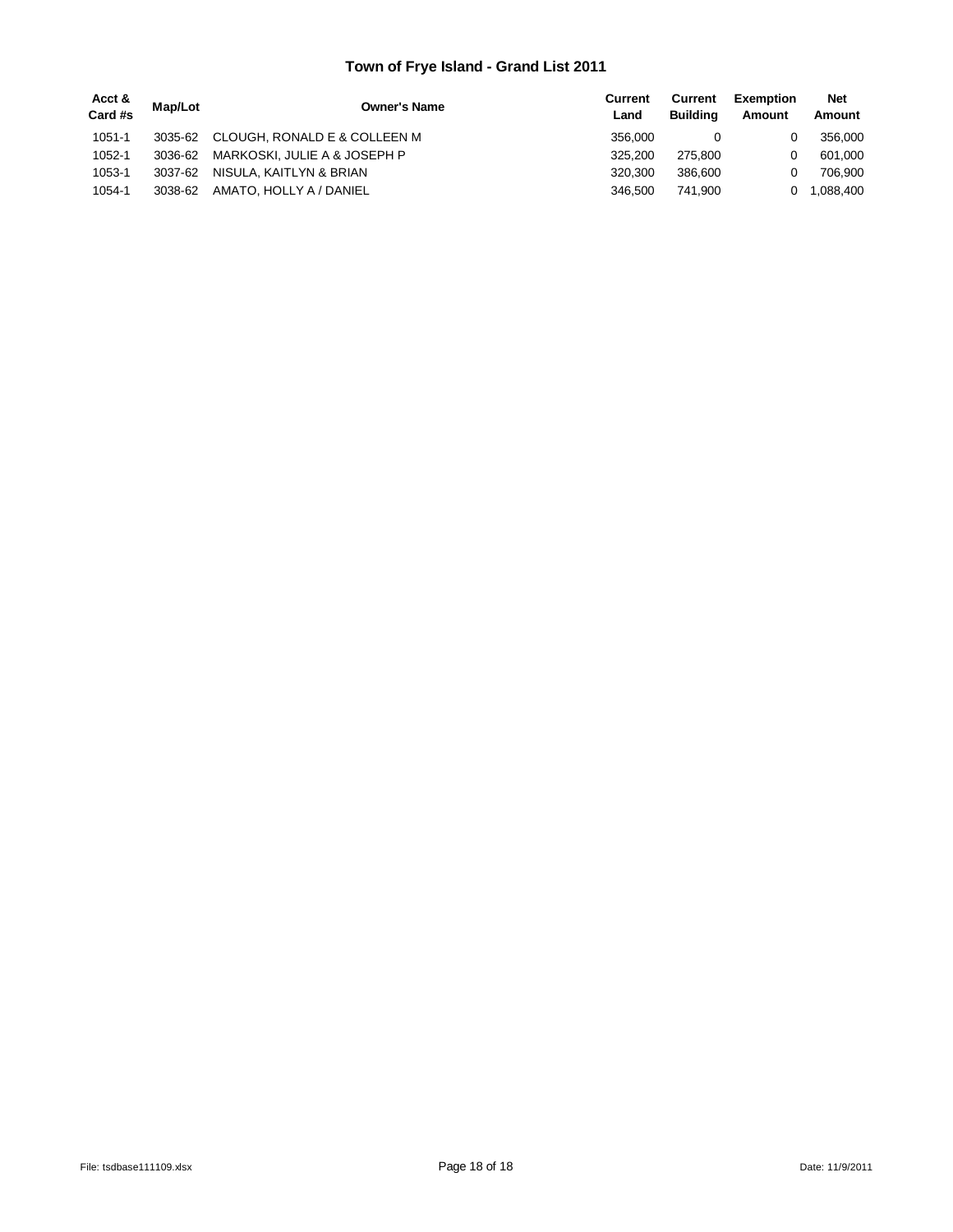# Town of Frye Island - Grand List 2011

| Acct & Card #s | Map/Lot | Owner's Name | Current Land | Current Building | Exemption Amount | Net Amount |
|---|---|---|---|---|---|---|
| 1051-1 | 3035-62 | CLOUGH, RONALD E & COLLEEN M | 356,000 | 0 | 0 | 356,000 |
| 1052-1 | 3036-62 | MARKOSKI, JULIE A & JOSEPH P | 325,200 | 275,800 | 0 | 601,000 |
| 1053-1 | 3037-62 | NISULA, KAITLYN & BRIAN | 320,300 | 386,600 | 0 | 706,900 |
| 1054-1 | 3038-62 | AMATO, HOLLY A / DANIEL | 346,500 | 741,900 | 0 | 1,088,400 |

File: tsdbase111109.xlsx

Date: 11/9/2011